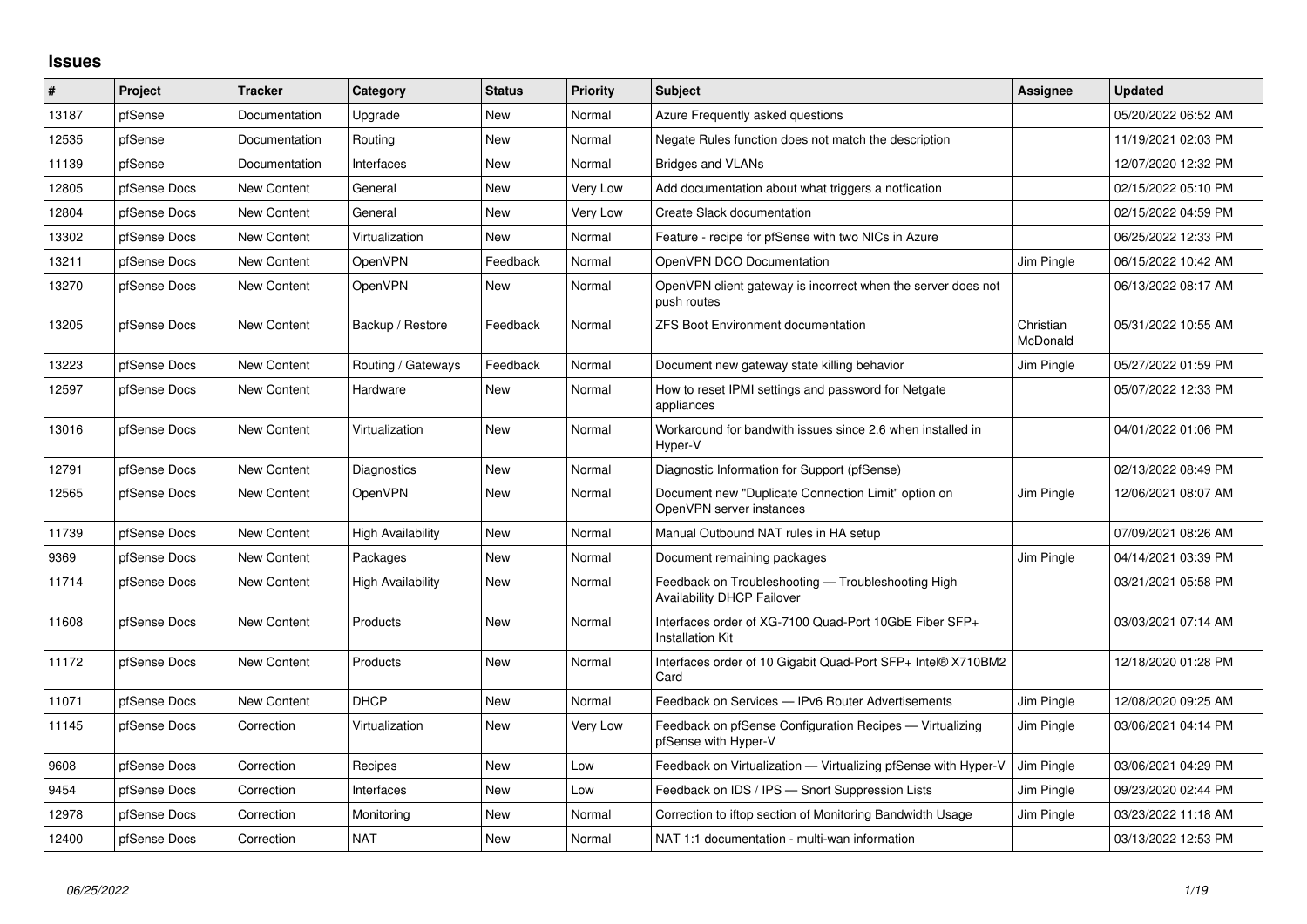## Issues

| # | Project | Tracker | Category | Status | Priority | Subject | Assignee | Updated |
|---|---|---|---|---|---|---|---|---|
| 13187 | pfSense | Documentation | Upgrade | New | Normal | Azure Frequently asked questions | | 05/20/2022 06:52 AM |
| 12535 | pfSense | Documentation | Routing | New | Normal | Negate Rules function does not match the description | | 11/19/2021 02:03 PM |
| 11139 | pfSense | Documentation | Interfaces | New | Normal | Bridges and VLANs | | 12/07/2020 12:32 PM |
| 12805 | pfSense Docs | New Content | General | New | Very Low | Add documentation about what triggers a notfication | | 02/15/2022 05:10 PM |
| 12804 | pfSense Docs | New Content | General | New | Very Low | Create Slack documentation | | 02/15/2022 04:59 PM |
| 13302 | pfSense Docs | New Content | Virtualization | New | Normal | Feature - recipe for pfSense with two NICs in Azure | | 06/25/2022 12:33 PM |
| 13211 | pfSense Docs | New Content | OpenVPN | Feedback | Normal | OpenVPN DCO Documentation | Jim Pingle | 06/15/2022 10:42 AM |
| 13270 | pfSense Docs | New Content | OpenVPN | New | Normal | OpenVPN client gateway is incorrect when the server does not push routes | | 06/13/2022 08:17 AM |
| 13205 | pfSense Docs | New Content | Backup / Restore | Feedback | Normal | ZFS Boot Environment documentation | Christian McDonald | 05/31/2022 10:55 AM |
| 13223 | pfSense Docs | New Content | Routing / Gateways | Feedback | Normal | Document new gateway state killing behavior | Jim Pingle | 05/27/2022 01:59 PM |
| 12597 | pfSense Docs | New Content | Hardware | New | Normal | How to reset IPMI settings and password for Netgate appliances | | 05/07/2022 12:33 PM |
| 13016 | pfSense Docs | New Content | Virtualization | New | Normal | Workaround for bandwith issues since 2.6 when installed in Hyper-V | | 04/01/2022 01:06 PM |
| 12791 | pfSense Docs | New Content | Diagnostics | New | Normal | Diagnostic Information for Support (pfSense) | | 02/13/2022 08:49 PM |
| 12565 | pfSense Docs | New Content | OpenVPN | New | Normal | Document new "Duplicate Connection Limit" option on OpenVPN server instances | Jim Pingle | 12/06/2021 08:07 AM |
| 11739 | pfSense Docs | New Content | High Availability | New | Normal | Manual Outbound NAT rules in HA setup | | 07/09/2021 08:26 AM |
| 9369 | pfSense Docs | New Content | Packages | New | Normal | Document remaining packages | Jim Pingle | 04/14/2021 03:39 PM |
| 11714 | pfSense Docs | New Content | High Availability | New | Normal | Feedback on Troubleshooting — Troubleshooting High Availability DHCP Failover | | 03/21/2021 05:58 PM |
| 11608 | pfSense Docs | New Content | Products | New | Normal | Interfaces order of XG-7100 Quad-Port 10GbE Fiber SFP+ Installation Kit | | 03/03/2021 07:14 AM |
| 11172 | pfSense Docs | New Content | Products | New | Normal | Interfaces order of 10 Gigabit Quad-Port SFP+ Intel® X710BM2 Card | | 12/18/2020 01:28 PM |
| 11071 | pfSense Docs | New Content | DHCP | New | Normal | Feedback on Services — IPv6 Router Advertisements | Jim Pingle | 12/08/2020 09:25 AM |
| 11145 | pfSense Docs | Correction | Virtualization | New | Very Low | Feedback on pfSense Configuration Recipes — Virtualizing pfSense with Hyper-V | Jim Pingle | 03/06/2021 04:14 PM |
| 9608 | pfSense Docs | Correction | Recipes | New | Low | Feedback on Virtualization — Virtualizing pfSense with Hyper-V | Jim Pingle | 03/06/2021 04:29 PM |
| 9454 | pfSense Docs | Correction | Interfaces | New | Low | Feedback on IDS / IPS — Snort Suppression Lists | Jim Pingle | 09/23/2020 02:44 PM |
| 12978 | pfSense Docs | Correction | Monitoring | New | Normal | Correction to iftop section of Monitoring Bandwidth Usage | Jim Pingle | 03/23/2022 11:18 AM |
| 12400 | pfSense Docs | Correction | NAT | New | Normal | NAT 1:1 documentation - multi-wan information | | 03/13/2022 12:53 PM |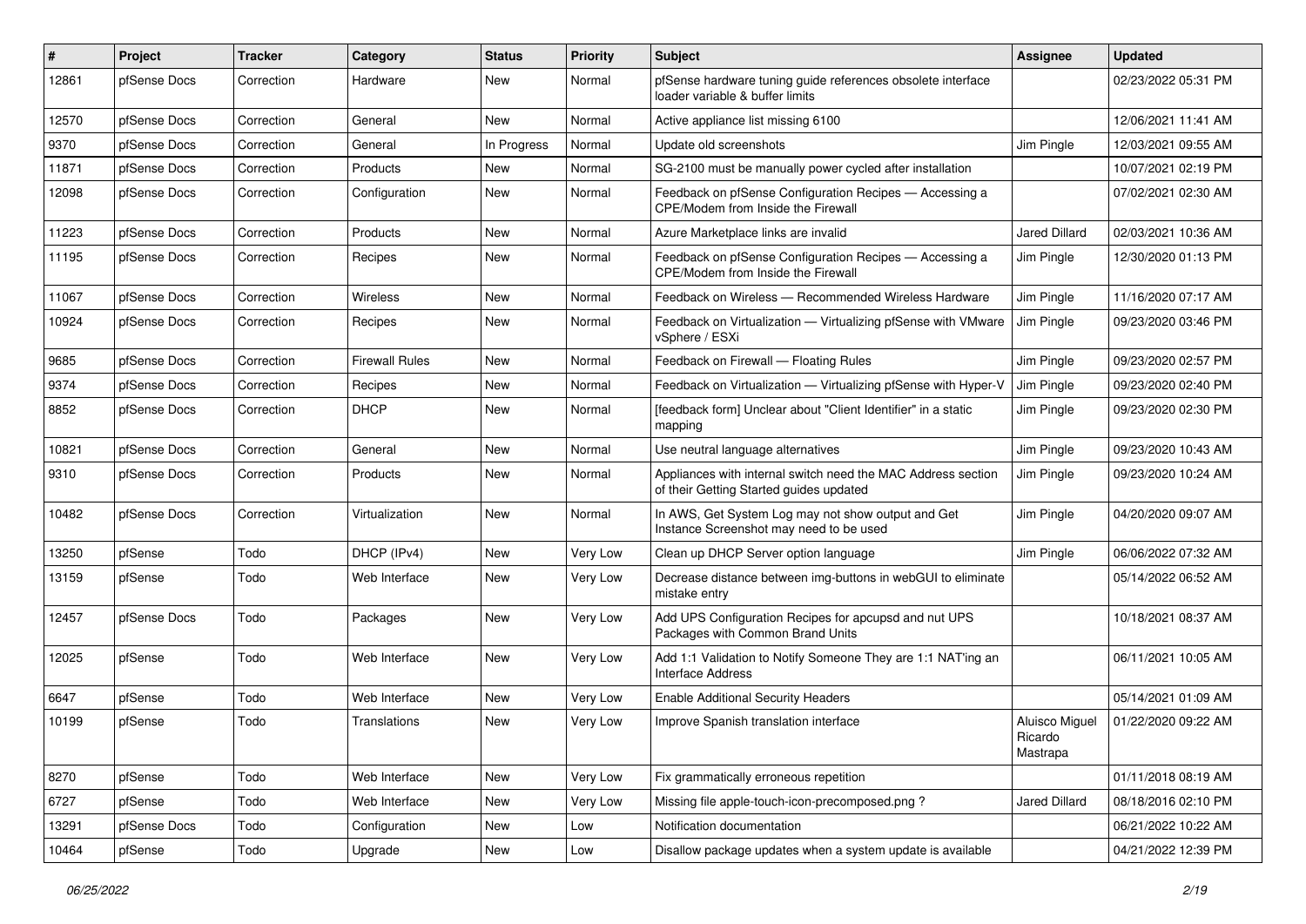| # | Project | Tracker | Category | Status | Priority | Subject | Assignee | Updated |
|---|---|---|---|---|---|---|---|---|
| 12861 | pfSense Docs | Correction | Hardware | New | Normal | pfSense hardware tuning guide references obsolete interface loader variable & buffer limits | | 02/23/2022 05:31 PM |
| 12570 | pfSense Docs | Correction | General | New | Normal | Active appliance list missing 6100 | | 12/06/2021 11:41 AM |
| 9370 | pfSense Docs | Correction | General | In Progress | Normal | Update old screenshots | Jim Pingle | 12/03/2021 09:55 AM |
| 11871 | pfSense Docs | Correction | Products | New | Normal | SG-2100 must be manually power cycled after installation | | 10/07/2021 02:19 PM |
| 12098 | pfSense Docs | Correction | Configuration | New | Normal | Feedback on pfSense Configuration Recipes — Accessing a CPE/Modem from Inside the Firewall | | 07/02/2021 02:30 AM |
| 11223 | pfSense Docs | Correction | Products | New | Normal | Azure Marketplace links are invalid | Jared Dillard | 02/03/2021 10:36 AM |
| 11195 | pfSense Docs | Correction | Recipes | New | Normal | Feedback on pfSense Configuration Recipes — Accessing a CPE/Modem from Inside the Firewall | Jim Pingle | 12/30/2020 01:13 PM |
| 11067 | pfSense Docs | Correction | Wireless | New | Normal | Feedback on Wireless — Recommended Wireless Hardware | Jim Pingle | 11/16/2020 07:17 AM |
| 10924 | pfSense Docs | Correction | Recipes | New | Normal | Feedback on Virtualization — Virtualizing pfSense with VMware vSphere / ESXi | Jim Pingle | 09/23/2020 03:46 PM |
| 9685 | pfSense Docs | Correction | Firewall Rules | New | Normal | Feedback on Firewall — Floating Rules | Jim Pingle | 09/23/2020 02:57 PM |
| 9374 | pfSense Docs | Correction | Recipes | New | Normal | Feedback on Virtualization — Virtualizing pfSense with Hyper-V | Jim Pingle | 09/23/2020 02:40 PM |
| 8852 | pfSense Docs | Correction | DHCP | New | Normal | [feedback form] Unclear about "Client Identifier" in a static mapping | Jim Pingle | 09/23/2020 02:30 PM |
| 10821 | pfSense Docs | Correction | General | New | Normal | Use neutral language alternatives | Jim Pingle | 09/23/2020 10:43 AM |
| 9310 | pfSense Docs | Correction | Products | New | Normal | Appliances with internal switch need the MAC Address section of their Getting Started guides updated | Jim Pingle | 09/23/2020 10:24 AM |
| 10482 | pfSense Docs | Correction | Virtualization | New | Normal | In AWS, Get System Log may not show output and Get Instance Screenshot may need to be used | Jim Pingle | 04/20/2020 09:07 AM |
| 13250 | pfSense | Todo | DHCP (IPv4) | New | Very Low | Clean up DHCP Server option language | Jim Pingle | 06/06/2022 07:32 AM |
| 13159 | pfSense | Todo | Web Interface | New | Very Low | Decrease distance between img-buttons in webGUI to eliminate mistake entry | | 05/14/2022 06:52 AM |
| 12457 | pfSense Docs | Todo | Packages | New | Very Low | Add UPS Configuration Recipes for apcupsd and nut UPS Packages with Common Brand Units | | 10/18/2021 08:37 AM |
| 12025 | pfSense | Todo | Web Interface | New | Very Low | Add 1:1 Validation to Notify Someone They are 1:1 NAT'ing an Interface Address | | 06/11/2021 10:05 AM |
| 6647 | pfSense | Todo | Web Interface | New | Very Low | Enable Additional Security Headers | | 05/14/2021 01:09 AM |
| 10199 | pfSense | Todo | Translations | New | Very Low | Improve Spanish translation interface | Aluisco Miguel Ricardo Mastrapa | 01/22/2020 09:22 AM |
| 8270 | pfSense | Todo | Web Interface | New | Very Low | Fix grammatically erroneous repetition | | 01/11/2018 08:19 AM |
| 6727 | pfSense | Todo | Web Interface | New | Very Low | Missing file apple-touch-icon-precomposed.png ? | Jared Dillard | 08/18/2016 02:10 PM |
| 13291 | pfSense Docs | Todo | Configuration | New | Low | Notification documentation | | 06/21/2022 10:22 AM |
| 10464 | pfSense | Todo | Upgrade | New | Low | Disallow package updates when a system update is available | | 04/21/2022 12:39 PM |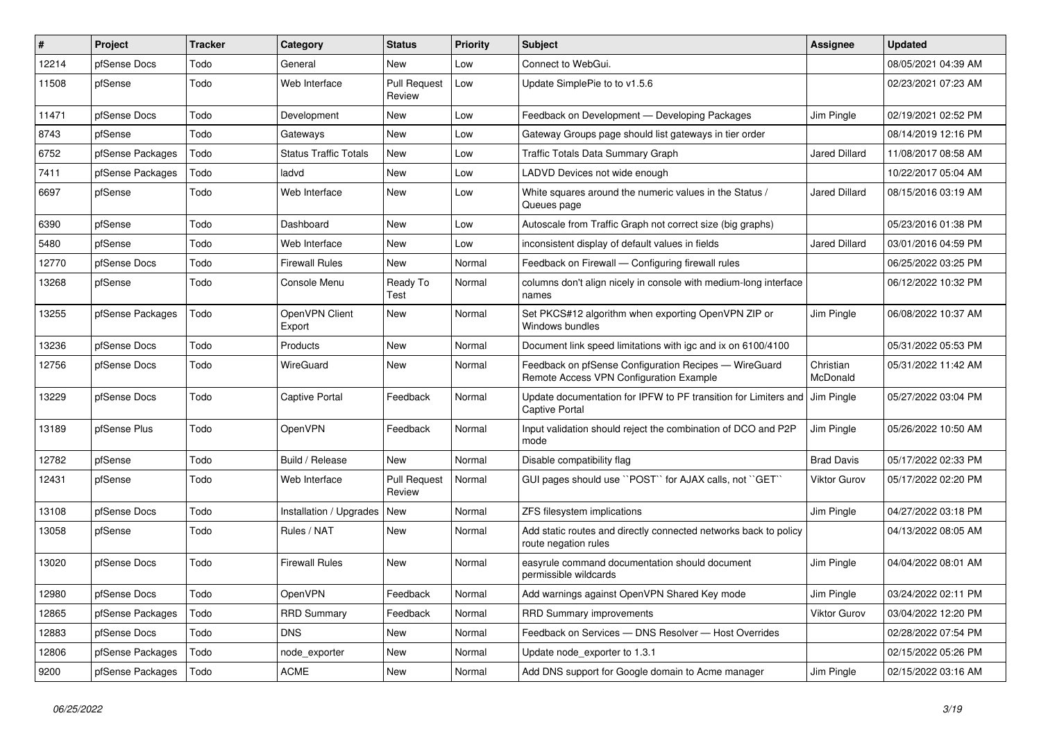| # | Project | Tracker | Category | Status | Priority | Subject | Assignee | Updated |
|---|---|---|---|---|---|---|---|---|
| 12214 | pfSense Docs | Todo | General | New | Low | Connect to WebGui. | | 08/05/2021 04:39 AM |
| 11508 | pfSense | Todo | Web Interface | Pull Request Review | Low | Update SimplePie to to v1.5.6 | | 02/23/2021 07:23 AM |
| 11471 | pfSense Docs | Todo | Development | New | Low | Feedback on Development — Developing Packages | Jim Pingle | 02/19/2021 02:52 PM |
| 8743 | pfSense | Todo | Gateways | New | Low | Gateway Groups page should list gateways in tier order | | 08/14/2019 12:16 PM |
| 6752 | pfSense Packages | Todo | Status Traffic Totals | New | Low | Traffic Totals Data Summary Graph | Jared Dillard | 11/08/2017 08:58 AM |
| 7411 | pfSense Packages | Todo | ladvd | New | Low | LADVD Devices not wide enough | | 10/22/2017 05:04 AM |
| 6697 | pfSense | Todo | Web Interface | New | Low | White squares around the numeric values in the Status / Queues page | Jared Dillard | 08/15/2016 03:19 AM |
| 6390 | pfSense | Todo | Dashboard | New | Low | Autoscale from Traffic Graph not correct size (big graphs) | | 05/23/2016 01:38 PM |
| 5480 | pfSense | Todo | Web Interface | New | Low | inconsistent display of default values in fields | Jared Dillard | 03/01/2016 04:59 PM |
| 12770 | pfSense Docs | Todo | Firewall Rules | New | Normal | Feedback on Firewall — Configuring firewall rules | | 06/25/2022 03:25 PM |
| 13268 | pfSense | Todo | Console Menu | Ready To Test | Normal | columns don't align nicely in console with medium-long interface names | | 06/12/2022 10:32 PM |
| 13255 | pfSense Packages | Todo | OpenVPN Client Export | New | Normal | Set PKCS#12 algorithm when exporting OpenVPN ZIP or Windows bundles | Jim Pingle | 06/08/2022 10:37 AM |
| 13236 | pfSense Docs | Todo | Products | New | Normal | Document link speed limitations with igc and ix on 6100/4100 | | 05/31/2022 05:53 PM |
| 12756 | pfSense Docs | Todo | WireGuard | New | Normal | Feedback on pfSense Configuration Recipes — WireGuard Remote Access VPN Configuration Example | Christian McDonald | 05/31/2022 11:42 AM |
| 13229 | pfSense Docs | Todo | Captive Portal | Feedback | Normal | Update documentation for IPFW to PF transition for Limiters and Captive Portal | Jim Pingle | 05/27/2022 03:04 PM |
| 13189 | pfSense Plus | Todo | OpenVPN | Feedback | Normal | Input validation should reject the combination of DCO and P2P mode | Jim Pingle | 05/26/2022 10:50 AM |
| 12782 | pfSense | Todo | Build / Release | New | Normal | Disable compatibility flag | Brad Davis | 05/17/2022 02:33 PM |
| 12431 | pfSense | Todo | Web Interface | Pull Request Review | Normal | GUI pages should use ``POST`` for AJAX calls, not ``GET`` | Viktor Gurov | 05/17/2022 02:20 PM |
| 13108 | pfSense Docs | Todo | Installation / Upgrades | New | Normal | ZFS filesystem implications | Jim Pingle | 04/27/2022 03:18 PM |
| 13058 | pfSense | Todo | Rules / NAT | New | Normal | Add static routes and directly connected networks back to policy route negation rules | | 04/13/2022 08:05 AM |
| 13020 | pfSense Docs | Todo | Firewall Rules | New | Normal | easyrule command documentation should document permissible wildcards | Jim Pingle | 04/04/2022 08:01 AM |
| 12980 | pfSense Docs | Todo | OpenVPN | Feedback | Normal | Add warnings against OpenVPN Shared Key mode | Jim Pingle | 03/24/2022 02:11 PM |
| 12865 | pfSense Packages | Todo | RRD Summary | Feedback | Normal | RRD Summary improvements | Viktor Gurov | 03/04/2022 12:20 PM |
| 12883 | pfSense Docs | Todo | DNS | New | Normal | Feedback on Services — DNS Resolver — Host Overrides | | 02/28/2022 07:54 PM |
| 12806 | pfSense Packages | Todo | node_exporter | New | Normal | Update node_exporter to 1.3.1 | | 02/15/2022 05:26 PM |
| 9200 | pfSense Packages | Todo | ACME | New | Normal | Add DNS support for Google domain to Acme manager | Jim Pingle | 02/15/2022 03:16 AM |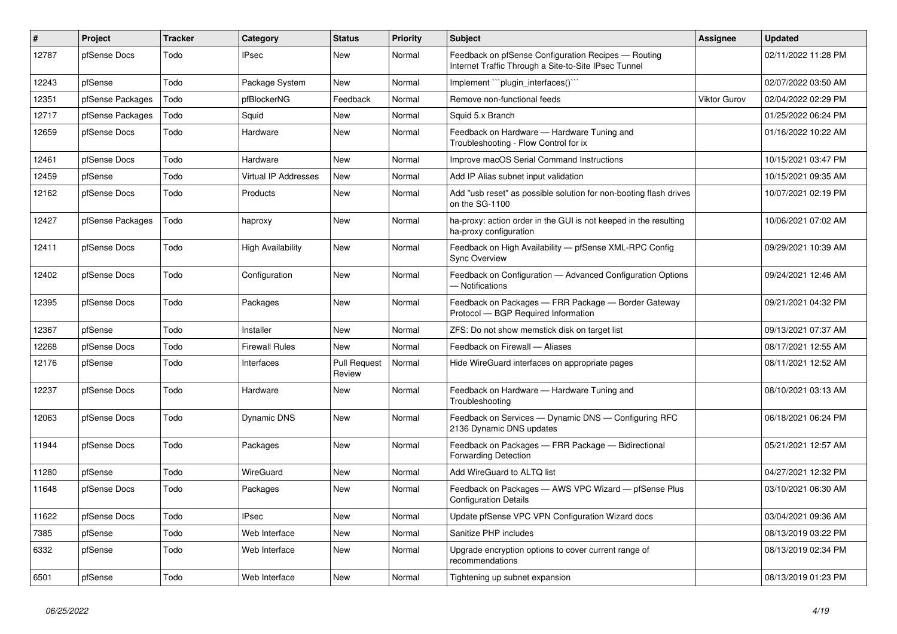| # | Project | Tracker | Category | Status | Priority | Subject | Assignee | Updated |
|---|---|---|---|---|---|---|---|---|
| 12787 | pfSense Docs | Todo | IPsec | New | Normal | Feedback on pfSense Configuration Recipes — Routing Internet Traffic Through a Site-to-Site IPsec Tunnel | | 02/11/2022 11:28 PM |
| 12243 | pfSense | Todo | Package System | New | Normal | Implement ```plugin_interfaces()``` | | 02/07/2022 03:50 AM |
| 12351 | pfSense Packages | Todo | pfBlockerNG | Feedback | Normal | Remove non-functional feeds | Viktor Gurov | 02/04/2022 02:29 PM |
| 12717 | pfSense Packages | Todo | Squid | New | Normal | Squid 5.x Branch | | 01/25/2022 06:24 PM |
| 12659 | pfSense Docs | Todo | Hardware | New | Normal | Feedback on Hardware — Hardware Tuning and Troubleshooting - Flow Control for ix | | 01/16/2022 10:22 AM |
| 12461 | pfSense Docs | Todo | Hardware | New | Normal | Improve macOS Serial Command Instructions | | 10/15/2021 03:47 PM |
| 12459 | pfSense | Todo | Virtual IP Addresses | New | Normal | Add IP Alias subnet input validation | | 10/15/2021 09:35 AM |
| 12162 | pfSense Docs | Todo | Products | New | Normal | Add "usb reset" as possible solution for non-booting flash drives on the SG-1100 | | 10/07/2021 02:19 PM |
| 12427 | pfSense Packages | Todo | haproxy | New | Normal | ha-proxy: action order in the GUI is not keeped in the resulting ha-proxy configuration | | 10/06/2021 07:02 AM |
| 12411 | pfSense Docs | Todo | High Availability | New | Normal | Feedback on High Availability — pfSense XML-RPC Config Sync Overview | | 09/29/2021 10:39 AM |
| 12402 | pfSense Docs | Todo | Configuration | New | Normal | Feedback on Configuration — Advanced Configuration Options — Notifications | | 09/24/2021 12:46 AM |
| 12395 | pfSense Docs | Todo | Packages | New | Normal | Feedback on Packages — FRR Package — Border Gateway Protocol — BGP Required Information | | 09/21/2021 04:32 PM |
| 12367 | pfSense | Todo | Installer | New | Normal | ZFS: Do not show memstick disk on target list | | 09/13/2021 07:37 AM |
| 12268 | pfSense Docs | Todo | Firewall Rules | New | Normal | Feedback on Firewall — Aliases | | 08/17/2021 12:55 AM |
| 12176 | pfSense | Todo | Interfaces | Pull Request Review | Normal | Hide WireGuard interfaces on appropriate pages | | 08/11/2021 12:52 AM |
| 12237 | pfSense Docs | Todo | Hardware | New | Normal | Feedback on Hardware — Hardware Tuning and Troubleshooting | | 08/10/2021 03:13 AM |
| 12063 | pfSense Docs | Todo | Dynamic DNS | New | Normal | Feedback on Services — Dynamic DNS — Configuring RFC 2136 Dynamic DNS updates | | 06/18/2021 06:24 PM |
| 11944 | pfSense Docs | Todo | Packages | New | Normal | Feedback on Packages — FRR Package — Bidirectional Forwarding Detection | | 05/21/2021 12:57 AM |
| 11280 | pfSense | Todo | WireGuard | New | Normal | Add WireGuard to ALTQ list | | 04/27/2021 12:32 PM |
| 11648 | pfSense Docs | Todo | Packages | New | Normal | Feedback on Packages — AWS VPC Wizard — pfSense Plus Configuration Details | | 03/10/2021 06:30 AM |
| 11622 | pfSense Docs | Todo | IPsec | New | Normal | Update pfSense VPC VPN Configuration Wizard docs | | 03/04/2021 09:36 AM |
| 7385 | pfSense | Todo | Web Interface | New | Normal | Sanitize PHP includes | | 08/13/2019 03:22 PM |
| 6332 | pfSense | Todo | Web Interface | New | Normal | Upgrade encryption options to cover current range of recommendations | | 08/13/2019 02:34 PM |
| 6501 | pfSense | Todo | Web Interface | New | Normal | Tightening up subnet expansion | | 08/13/2019 01:23 PM |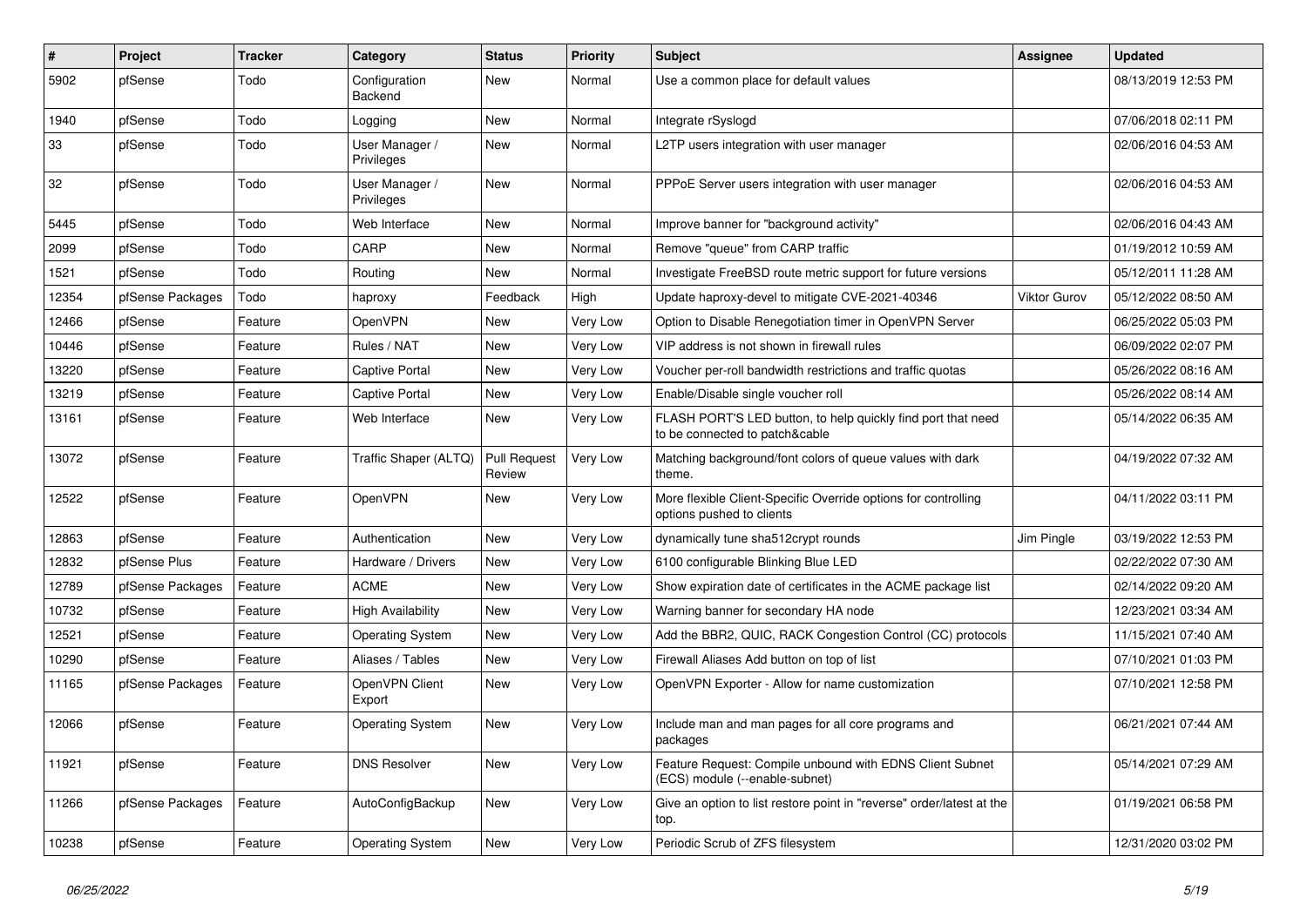| # | Project | Tracker | Category | Status | Priority | Subject | Assignee | Updated |
|---|---|---|---|---|---|---|---|---|
| 5902 | pfSense | Todo | Configuration Backend | New | Normal | Use a common place for default values | | 08/13/2019 12:53 PM |
| 1940 | pfSense | Todo | Logging | New | Normal | Integrate rSyslogd | | 07/06/2018 02:11 PM |
| 33 | pfSense | Todo | User Manager / Privileges | New | Normal | L2TP users integration with user manager | | 02/06/2016 04:53 AM |
| 32 | pfSense | Todo | User Manager / Privileges | New | Normal | PPPoE Server users integration with user manager | | 02/06/2016 04:53 AM |
| 5445 | pfSense | Todo | Web Interface | New | Normal | Improve banner for "background activity" | | 02/06/2016 04:43 AM |
| 2099 | pfSense | Todo | CARP | New | Normal | Remove "queue" from CARP traffic | | 01/19/2012 10:59 AM |
| 1521 | pfSense | Todo | Routing | New | Normal | Investigate FreeBSD route metric support for future versions | | 05/12/2011 11:28 AM |
| 12354 | pfSense Packages | Todo | haproxy | Feedback | High | Update haproxy-devel to mitigate CVE-2021-40346 | Viktor Gurov | 05/12/2022 08:50 AM |
| 12466 | pfSense | Feature | OpenVPN | New | Very Low | Option to Disable Renegotiation timer in OpenVPN Server | | 06/25/2022 05:03 PM |
| 10446 | pfSense | Feature | Rules / NAT | New | Very Low | VIP address is not shown in firewall rules | | 06/09/2022 02:07 PM |
| 13220 | pfSense | Feature | Captive Portal | New | Very Low | Voucher per-roll bandwidth restrictions and traffic quotas | | 05/26/2022 08:16 AM |
| 13219 | pfSense | Feature | Captive Portal | New | Very Low | Enable/Disable single voucher roll | | 05/26/2022 08:14 AM |
| 13161 | pfSense | Feature | Web Interface | New | Very Low | FLASH PORT'S LED button, to help quickly find port that need to be connected to patch&cable | | 05/14/2022 06:35 AM |
| 13072 | pfSense | Feature | Traffic Shaper (ALTQ) | Pull Request Review | Very Low | Matching background/font colors of queue values with dark theme. | | 04/19/2022 07:32 AM |
| 12522 | pfSense | Feature | OpenVPN | New | Very Low | More flexible Client-Specific Override options for controlling options pushed to clients | | 04/11/2022 03:11 PM |
| 12863 | pfSense | Feature | Authentication | New | Very Low | dynamically tune sha512crypt rounds | Jim Pingle | 03/19/2022 12:53 PM |
| 12832 | pfSense Plus | Feature | Hardware / Drivers | New | Very Low | 6100 configurable Blinking Blue LED | | 02/22/2022 07:30 AM |
| 12789 | pfSense Packages | Feature | ACME | New | Very Low | Show expiration date of certificates in the ACME package list | | 02/14/2022 09:20 AM |
| 10732 | pfSense | Feature | High Availability | New | Very Low | Warning banner for secondary HA node | | 12/23/2021 03:34 AM |
| 12521 | pfSense | Feature | Operating System | New | Very Low | Add the BBR2, QUIC, RACK Congestion Control (CC) protocols | | 11/15/2021 07:40 AM |
| 10290 | pfSense | Feature | Aliases / Tables | New | Very Low | Firewall Aliases Add button on top of list | | 07/10/2021 01:03 PM |
| 11165 | pfSense Packages | Feature | OpenVPN Client Export | New | Very Low | OpenVPN Exporter - Allow for name customization | | 07/10/2021 12:58 PM |
| 12066 | pfSense | Feature | Operating System | New | Very Low | Include man and man pages for all core programs and packages | | 06/21/2021 07:44 AM |
| 11921 | pfSense | Feature | DNS Resolver | New | Very Low | Feature Request: Compile unbound with EDNS Client Subnet (ECS) module (--enable-subnet) | | 05/14/2021 07:29 AM |
| 11266 | pfSense Packages | Feature | AutoConfigBackup | New | Very Low | Give an option to list restore point in "reverse" order/latest at the top. | | 01/19/2021 06:58 PM |
| 10238 | pfSense | Feature | Operating System | New | Very Low | Periodic Scrub of ZFS filesystem | | 12/31/2020 03:02 PM |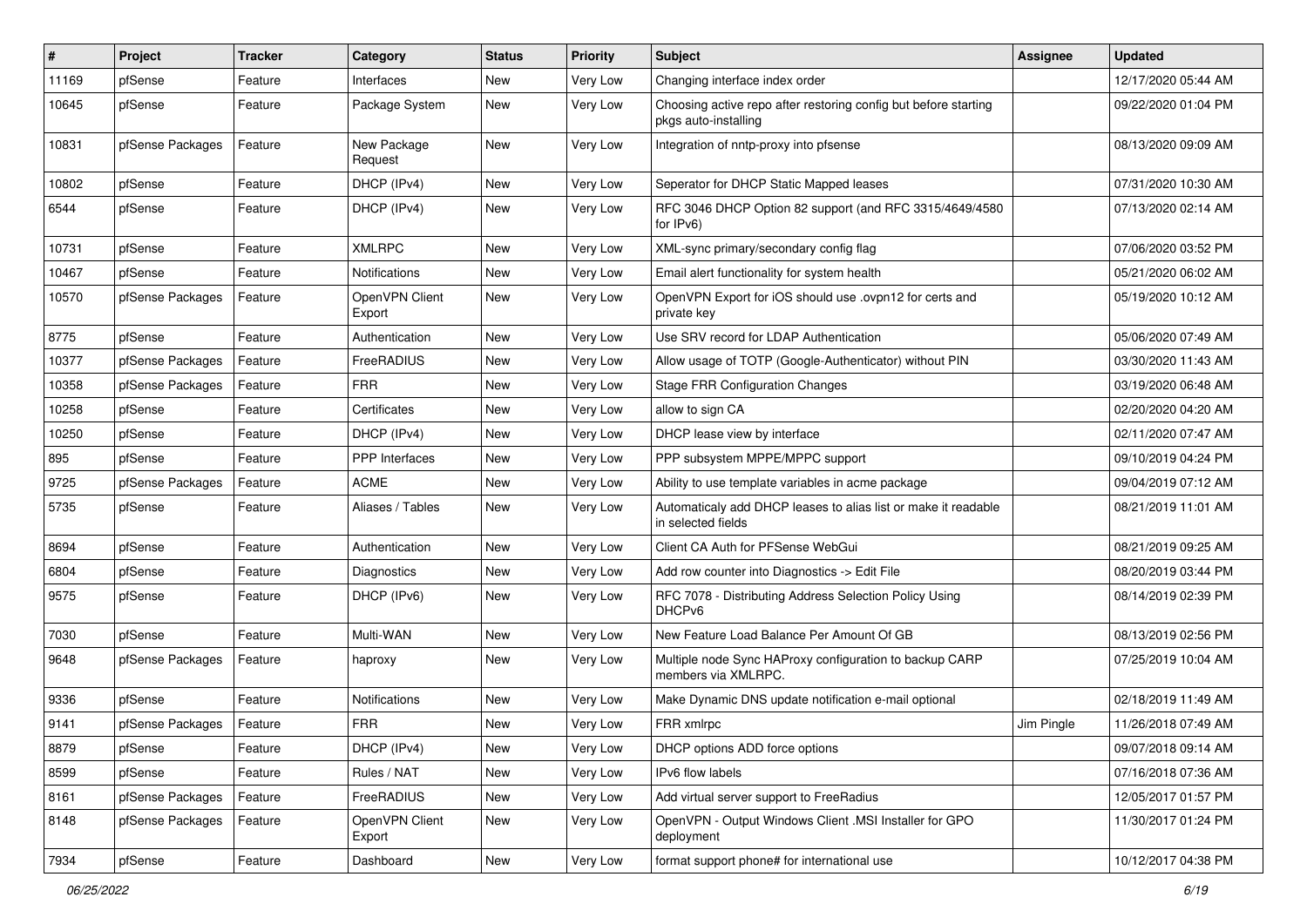| # | Project | Tracker | Category | Status | Priority | Subject | Assignee | Updated |
|---|---|---|---|---|---|---|---|---|
| 11169 | pfSense | Feature | Interfaces | New | Very Low | Changing interface index order | | 12/17/2020 05:44 AM |
| 10645 | pfSense | Feature | Package System | New | Very Low | Choosing active repo after restoring config but before starting pkgs auto-installing | | 09/22/2020 01:04 PM |
| 10831 | pfSense Packages | Feature | New Package Request | New | Very Low | Integration of nntp-proxy into pfsense | | 08/13/2020 09:09 AM |
| 10802 | pfSense | Feature | DHCP (IPv4) | New | Very Low | Seperator for DHCP Static Mapped leases | | 07/31/2020 10:30 AM |
| 6544 | pfSense | Feature | DHCP (IPv4) | New | Very Low | RFC 3046 DHCP Option 82 support (and RFC 3315/4649/4580 for IPv6) | | 07/13/2020 02:14 AM |
| 10731 | pfSense | Feature | XMLRPC | New | Very Low | XML-sync primary/secondary config flag | | 07/06/2020 03:52 PM |
| 10467 | pfSense | Feature | Notifications | New | Very Low | Email alert functionality for system health | | 05/21/2020 06:02 AM |
| 10570 | pfSense Packages | Feature | OpenVPN Client Export | New | Very Low | OpenVPN Export for iOS should use .ovpn12 for certs and private key | | 05/19/2020 10:12 AM |
| 8775 | pfSense | Feature | Authentication | New | Very Low | Use SRV record for LDAP Authentication | | 05/06/2020 07:49 AM |
| 10377 | pfSense Packages | Feature | FreeRADIUS | New | Very Low | Allow usage of TOTP (Google-Authenticator) without PIN | | 03/30/2020 11:43 AM |
| 10358 | pfSense Packages | Feature | FRR | New | Very Low | Stage FRR Configuration Changes | | 03/19/2020 06:48 AM |
| 10258 | pfSense | Feature | Certificates | New | Very Low | allow to sign CA | | 02/20/2020 04:20 AM |
| 10250 | pfSense | Feature | DHCP (IPv4) | New | Very Low | DHCP lease view by interface | | 02/11/2020 07:47 AM |
| 895 | pfSense | Feature | PPP Interfaces | New | Very Low | PPP subsystem MPPE/MPPC support | | 09/10/2019 04:24 PM |
| 9725 | pfSense Packages | Feature | ACME | New | Very Low | Ability to use template variables in acme package | | 09/04/2019 07:12 AM |
| 5735 | pfSense | Feature | Aliases / Tables | New | Very Low | Automaticaly add DHCP leases to alias list or make it readable in selected fields | | 08/21/2019 11:01 AM |
| 8694 | pfSense | Feature | Authentication | New | Very Low | Client CA Auth for PFSense WebGui | | 08/21/2019 09:25 AM |
| 6804 | pfSense | Feature | Diagnostics | New | Very Low | Add row counter into Diagnostics -> Edit File | | 08/20/2019 03:44 PM |
| 9575 | pfSense | Feature | DHCP (IPv6) | New | Very Low | RFC 7078 - Distributing Address Selection Policy Using DHCPv6 | | 08/14/2019 02:39 PM |
| 7030 | pfSense | Feature | Multi-WAN | New | Very Low | New Feature Load Balance Per Amount Of GB | | 08/13/2019 02:56 PM |
| 9648 | pfSense Packages | Feature | haproxy | New | Very Low | Multiple node Sync HAProxy configuration to backup CARP members via XMLRPC. | | 07/25/2019 10:04 AM |
| 9336 | pfSense | Feature | Notifications | New | Very Low | Make Dynamic DNS update notification e-mail optional | | 02/18/2019 11:49 AM |
| 9141 | pfSense Packages | Feature | FRR | New | Very Low | FRR xmlrpc | Jim Pingle | 11/26/2018 07:49 AM |
| 8879 | pfSense | Feature | DHCP (IPv4) | New | Very Low | DHCP options ADD force options | | 09/07/2018 09:14 AM |
| 8599 | pfSense | Feature | Rules / NAT | New | Very Low | IPv6 flow labels | | 07/16/2018 07:36 AM |
| 8161 | pfSense Packages | Feature | FreeRADIUS | New | Very Low | Add virtual server support to FreeRadius | | 12/05/2017 01:57 PM |
| 8148 | pfSense Packages | Feature | OpenVPN Client Export | New | Very Low | OpenVPN - Output Windows Client .MSI Installer for GPO deployment | | 11/30/2017 01:24 PM |
| 7934 | pfSense | Feature | Dashboard | New | Very Low | format support phone# for international use | | 10/12/2017 04:38 PM |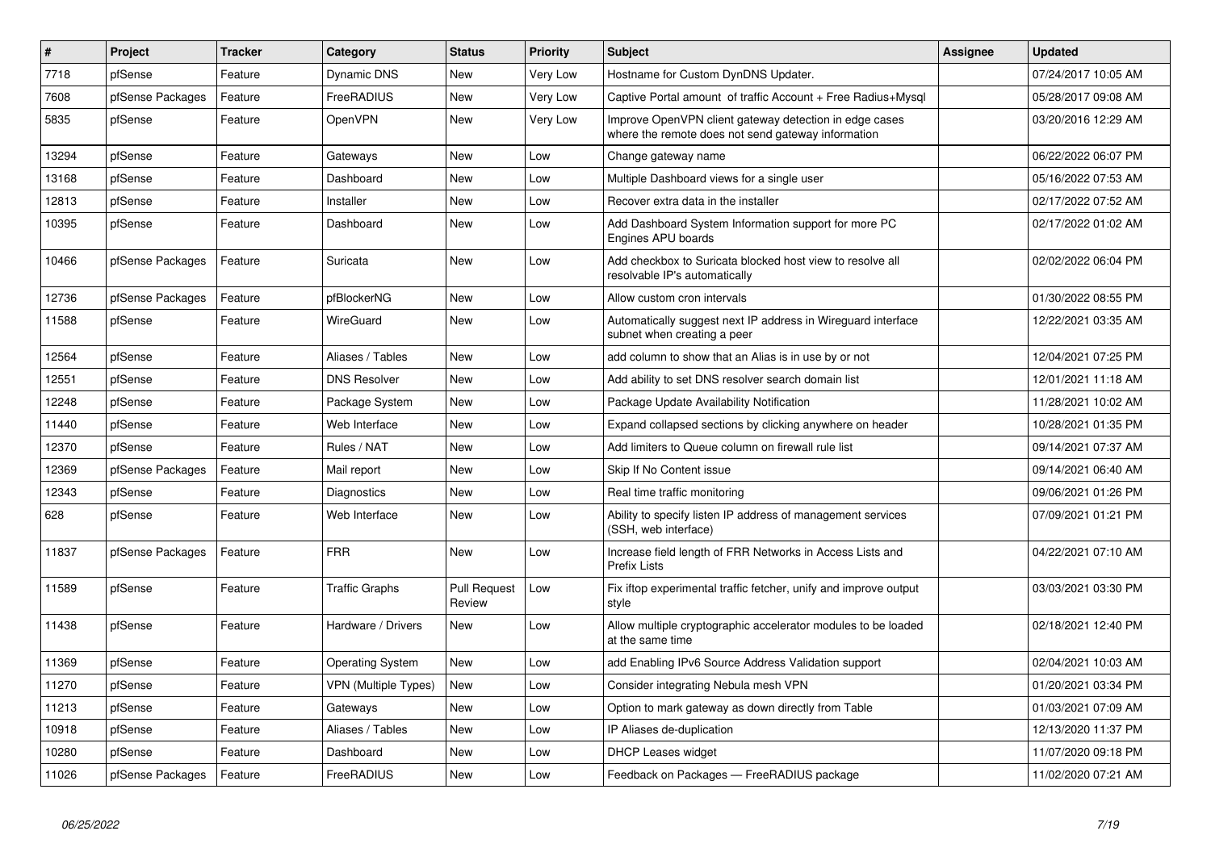| # | Project | Tracker | Category | Status | Priority | Subject | Assignee | Updated |
|---|---|---|---|---|---|---|---|---|
| 7718 | pfSense | Feature | Dynamic DNS | New | Very Low | Hostname for Custom DynDNS Updater. | | 07/24/2017 10:05 AM |
| 7608 | pfSense Packages | Feature | FreeRADIUS | New | Very Low | Captive Portal amount of traffic Account + Free Radius+Mysql | | 05/28/2017 09:08 AM |
| 5835 | pfSense | Feature | OpenVPN | New | Very Low | Improve OpenVPN client gateway detection in edge cases where the remote does not send gateway information | | 03/20/2016 12:29 AM |
| 13294 | pfSense | Feature | Gateways | New | Low | Change gateway name | | 06/22/2022 06:07 PM |
| 13168 | pfSense | Feature | Dashboard | New | Low | Multiple Dashboard views for a single user | | 05/16/2022 07:53 AM |
| 12813 | pfSense | Feature | Installer | New | Low | Recover extra data in the installer | | 02/17/2022 07:52 AM |
| 10395 | pfSense | Feature | Dashboard | New | Low | Add Dashboard System Information support for more PC Engines APU boards | | 02/17/2022 01:02 AM |
| 10466 | pfSense Packages | Feature | Suricata | New | Low | Add checkbox to Suricata blocked host view to resolve all resolvable IP's automatically | | 02/02/2022 06:04 PM |
| 12736 | pfSense Packages | Feature | pfBlockerNG | New | Low | Allow custom cron intervals | | 01/30/2022 08:55 PM |
| 11588 | pfSense | Feature | WireGuard | New | Low | Automatically suggest next IP address in Wireguard interface subnet when creating a peer | | 12/22/2021 03:35 AM |
| 12564 | pfSense | Feature | Aliases / Tables | New | Low | add column to show that an Alias is in use by or not | | 12/04/2021 07:25 PM |
| 12551 | pfSense | Feature | DNS Resolver | New | Low | Add ability to set DNS resolver search domain list | | 12/01/2021 11:18 AM |
| 12248 | pfSense | Feature | Package System | New | Low | Package Update Availability Notification | | 11/28/2021 10:02 AM |
| 11440 | pfSense | Feature | Web Interface | New | Low | Expand collapsed sections by clicking anywhere on header | | 10/28/2021 01:35 PM |
| 12370 | pfSense | Feature | Rules / NAT | New | Low | Add limiters to Queue column on firewall rule list | | 09/14/2021 07:37 AM |
| 12369 | pfSense Packages | Feature | Mail report | New | Low | Skip If No Content issue | | 09/14/2021 06:40 AM |
| 12343 | pfSense | Feature | Diagnostics | New | Low | Real time traffic monitoring | | 09/06/2021 01:26 PM |
| 628 | pfSense | Feature | Web Interface | New | Low | Ability to specify listen IP address of management services (SSH, web interface) | | 07/09/2021 01:21 PM |
| 11837 | pfSense Packages | Feature | FRR | New | Low | Increase field length of FRR Networks in Access Lists and Prefix Lists | | 04/22/2021 07:10 AM |
| 11589 | pfSense | Feature | Traffic Graphs | Pull Request Review | Low | Fix iftop experimental traffic fetcher, unify and improve output style | | 03/03/2021 03:30 PM |
| 11438 | pfSense | Feature | Hardware / Drivers | New | Low | Allow multiple cryptographic accelerator modules to be loaded at the same time | | 02/18/2021 12:40 PM |
| 11369 | pfSense | Feature | Operating System | New | Low | add Enabling IPv6 Source Address Validation support | | 02/04/2021 10:03 AM |
| 11270 | pfSense | Feature | VPN (Multiple Types) | New | Low | Consider integrating Nebula mesh VPN | | 01/20/2021 03:34 PM |
| 11213 | pfSense | Feature | Gateways | New | Low | Option to mark gateway as down directly from Table | | 01/03/2021 07:09 AM |
| 10918 | pfSense | Feature | Aliases / Tables | New | Low | IP Aliases de-duplication | | 12/13/2020 11:37 PM |
| 10280 | pfSense | Feature | Dashboard | New | Low | DHCP Leases widget | | 11/07/2020 09:18 PM |
| 11026 | pfSense Packages | Feature | FreeRADIUS | New | Low | Feedback on Packages — FreeRADIUS package | | 11/02/2020 07:21 AM |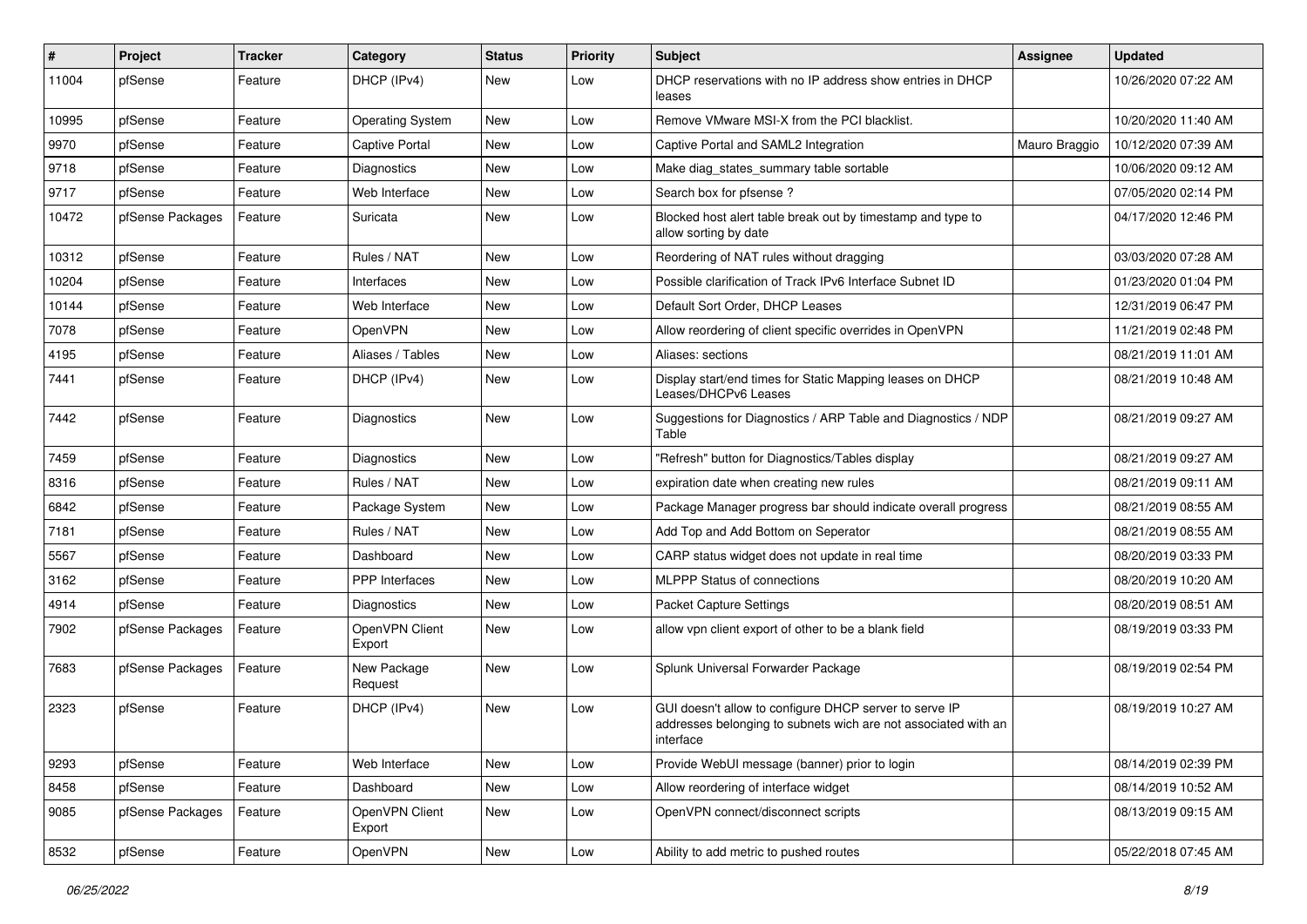| # | Project | Tracker | Category | Status | Priority | Subject | Assignee | Updated |
|---|---|---|---|---|---|---|---|---|
| 11004 | pfSense | Feature | DHCP (IPv4) | New | Low | DHCP reservations with no IP address show entries in DHCP leases | | 10/26/2020 07:22 AM |
| 10995 | pfSense | Feature | Operating System | New | Low | Remove VMware MSI-X from the PCI blacklist. | | 10/20/2020 11:40 AM |
| 9970 | pfSense | Feature | Captive Portal | New | Low | Captive Portal and SAML2 Integration | Mauro Braggio | 10/12/2020 07:39 AM |
| 9718 | pfSense | Feature | Diagnostics | New | Low | Make diag_states_summary table sortable | | 10/06/2020 09:12 AM |
| 9717 | pfSense | Feature | Web Interface | New | Low | Search box for pfsense ? | | 07/05/2020 02:14 PM |
| 10472 | pfSense Packages | Feature | Suricata | New | Low | Blocked host alert table break out by timestamp and type to allow sorting by date | | 04/17/2020 12:46 PM |
| 10312 | pfSense | Feature | Rules / NAT | New | Low | Reordering of NAT rules without dragging | | 03/03/2020 07:28 AM |
| 10204 | pfSense | Feature | Interfaces | New | Low | Possible clarification of Track IPv6 Interface Subnet ID | | 01/23/2020 01:04 PM |
| 10144 | pfSense | Feature | Web Interface | New | Low | Default Sort Order, DHCP Leases | | 12/31/2019 06:47 PM |
| 7078 | pfSense | Feature | OpenVPN | New | Low | Allow reordering of client specific overrides in OpenVPN | | 11/21/2019 02:48 PM |
| 4195 | pfSense | Feature | Aliases / Tables | New | Low | Aliases: sections | | 08/21/2019 11:01 AM |
| 7441 | pfSense | Feature | DHCP (IPv4) | New | Low | Display start/end times for Static Mapping leases on DHCP Leases/DHCPv6 Leases | | 08/21/2019 10:48 AM |
| 7442 | pfSense | Feature | Diagnostics | New | Low | Suggestions for Diagnostics / ARP Table and Diagnostics / NDP Table | | 08/21/2019 09:27 AM |
| 7459 | pfSense | Feature | Diagnostics | New | Low | "Refresh" button for Diagnostics/Tables display | | 08/21/2019 09:27 AM |
| 8316 | pfSense | Feature | Rules / NAT | New | Low | expiration date when creating new rules | | 08/21/2019 09:11 AM |
| 6842 | pfSense | Feature | Package System | New | Low | Package Manager progress bar should indicate overall progress | | 08/21/2019 08:55 AM |
| 7181 | pfSense | Feature | Rules / NAT | New | Low | Add Top and Add Bottom on Seperator | | 08/21/2019 08:55 AM |
| 5567 | pfSense | Feature | Dashboard | New | Low | CARP status widget does not update in real time | | 08/20/2019 03:33 PM |
| 3162 | pfSense | Feature | PPP Interfaces | New | Low | MLPPP Status of connections | | 08/20/2019 10:20 AM |
| 4914 | pfSense | Feature | Diagnostics | New | Low | Packet Capture Settings | | 08/20/2019 08:51 AM |
| 7902 | pfSense Packages | Feature | OpenVPN Client Export | New | Low | allow vpn client export of other to be a blank field | | 08/19/2019 03:33 PM |
| 7683 | pfSense Packages | Feature | New Package Request | New | Low | Splunk Universal Forwarder Package | | 08/19/2019 02:54 PM |
| 2323 | pfSense | Feature | DHCP (IPv4) | New | Low | GUI doesn't allow to configure DHCP server to serve IP addresses belonging to subnets wich are not associated with an interface | | 08/19/2019 10:27 AM |
| 9293 | pfSense | Feature | Web Interface | New | Low | Provide WebUI message (banner) prior to login | | 08/14/2019 02:39 PM |
| 8458 | pfSense | Feature | Dashboard | New | Low | Allow reordering of interface widget | | 08/14/2019 10:52 AM |
| 9085 | pfSense Packages | Feature | OpenVPN Client Export | New | Low | OpenVPN connect/disconnect scripts | | 08/13/2019 09:15 AM |
| 8532 | pfSense | Feature | OpenVPN | New | Low | Ability to add metric to pushed routes | | 05/22/2018 07:45 AM |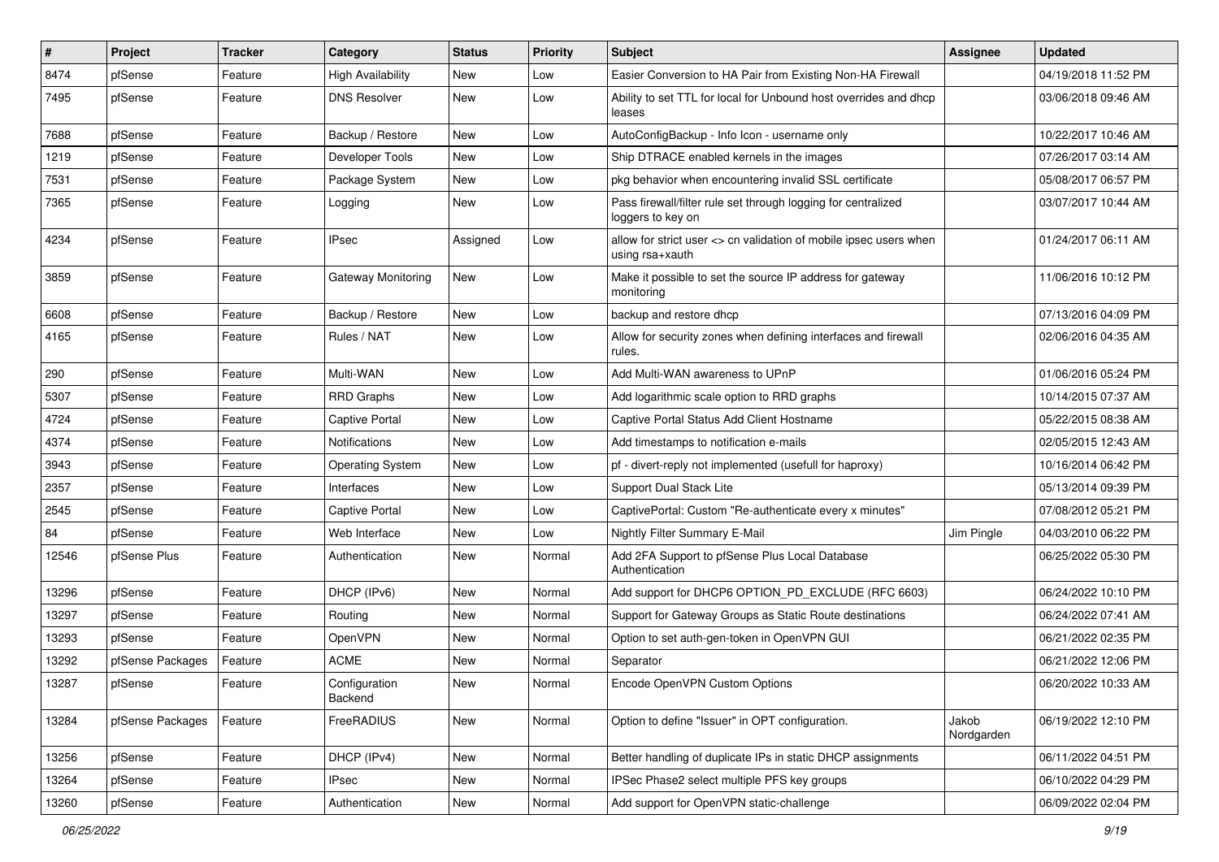| # | Project | Tracker | Category | Status | Priority | Subject | Assignee | Updated |
|---|---|---|---|---|---|---|---|---|
| 8474 | pfSense | Feature | High Availability | New | Low | Easier Conversion to HA Pair from Existing Non-HA Firewall | | 04/19/2018 11:52 PM |
| 7495 | pfSense | Feature | DNS Resolver | New | Low | Ability to set TTL for local for Unbound host overrides and dhcp leases | | 03/06/2018 09:46 AM |
| 7688 | pfSense | Feature | Backup / Restore | New | Low | AutoConfigBackup - Info Icon - username only | | 10/22/2017 10:46 AM |
| 1219 | pfSense | Feature | Developer Tools | New | Low | Ship DTRACE enabled kernels in the images | | 07/26/2017 03:14 AM |
| 7531 | pfSense | Feature | Package System | New | Low | pkg behavior when encountering invalid SSL certificate | | 05/08/2017 06:57 PM |
| 7365 | pfSense | Feature | Logging | New | Low | Pass firewall/filter rule set through logging for centralized loggers to key on | | 03/07/2017 10:44 AM |
| 4234 | pfSense | Feature | IPsec | Assigned | Low | allow for strict user <> cn validation of mobile ipsec users when using rsa+xauth | | 01/24/2017 06:11 AM |
| 3859 | pfSense | Feature | Gateway Monitoring | New | Low | Make it possible to set the source IP address for gateway monitoring | | 11/06/2016 10:12 PM |
| 6608 | pfSense | Feature | Backup / Restore | New | Low | backup and restore dhcp | | 07/13/2016 04:09 PM |
| 4165 | pfSense | Feature | Rules / NAT | New | Low | Allow for security zones when defining interfaces and firewall rules. | | 02/06/2016 04:35 AM |
| 290 | pfSense | Feature | Multi-WAN | New | Low | Add Multi-WAN awareness to UPnP | | 01/06/2016 05:24 PM |
| 5307 | pfSense | Feature | RRD Graphs | New | Low | Add logarithmic scale option to RRD graphs | | 10/14/2015 07:37 AM |
| 4724 | pfSense | Feature | Captive Portal | New | Low | Captive Portal Status Add Client Hostname | | 05/22/2015 08:38 AM |
| 4374 | pfSense | Feature | Notifications | New | Low | Add timestamps to notification e-mails | | 02/05/2015 12:43 AM |
| 3943 | pfSense | Feature | Operating System | New | Low | pf - divert-reply not implemented (usefull for haproxy) | | 10/16/2014 06:42 PM |
| 2357 | pfSense | Feature | Interfaces | New | Low | Support Dual Stack Lite | | 05/13/2014 09:39 PM |
| 2545 | pfSense | Feature | Captive Portal | New | Low | CaptivePortal: Custom "Re-authenticate every x minutes" | | 07/08/2012 05:21 PM |
| 84 | pfSense | Feature | Web Interface | New | Low | Nightly Filter Summary E-Mail | Jim Pingle | 04/03/2010 06:22 PM |
| 12546 | pfSense Plus | Feature | Authentication | New | Normal | Add 2FA Support to pfSense Plus Local Database Authentication | | 06/25/2022 05:30 PM |
| 13296 | pfSense | Feature | DHCP (IPv6) | New | Normal | Add support for DHCP6 OPTION_PD_EXCLUDE (RFC 6603) | | 06/24/2022 10:10 PM |
| 13297 | pfSense | Feature | Routing | New | Normal | Support for Gateway Groups as Static Route destinations | | 06/24/2022 07:41 AM |
| 13293 | pfSense | Feature | OpenVPN | New | Normal | Option to set auth-gen-token in OpenVPN GUI | | 06/21/2022 02:35 PM |
| 13292 | pfSense Packages | Feature | ACME | New | Normal | Separator | | 06/21/2022 12:06 PM |
| 13287 | pfSense | Feature | Configuration Backend | New | Normal | Encode OpenVPN Custom Options | | 06/20/2022 10:33 AM |
| 13284 | pfSense Packages | Feature | FreeRADIUS | New | Normal | Option to define "Issuer" in OPT configuration. | Jakob Nordgarden | 06/19/2022 12:10 PM |
| 13256 | pfSense | Feature | DHCP (IPv4) | New | Normal | Better handling of duplicate IPs in static DHCP assignments | | 06/11/2022 04:51 PM |
| 13264 | pfSense | Feature | IPsec | New | Normal | IPSec Phase2 select multiple PFS key groups | | 06/10/2022 04:29 PM |
| 13260 | pfSense | Feature | Authentication | New | Normal | Add support for OpenVPN static-challenge | | 06/09/2022 02:04 PM |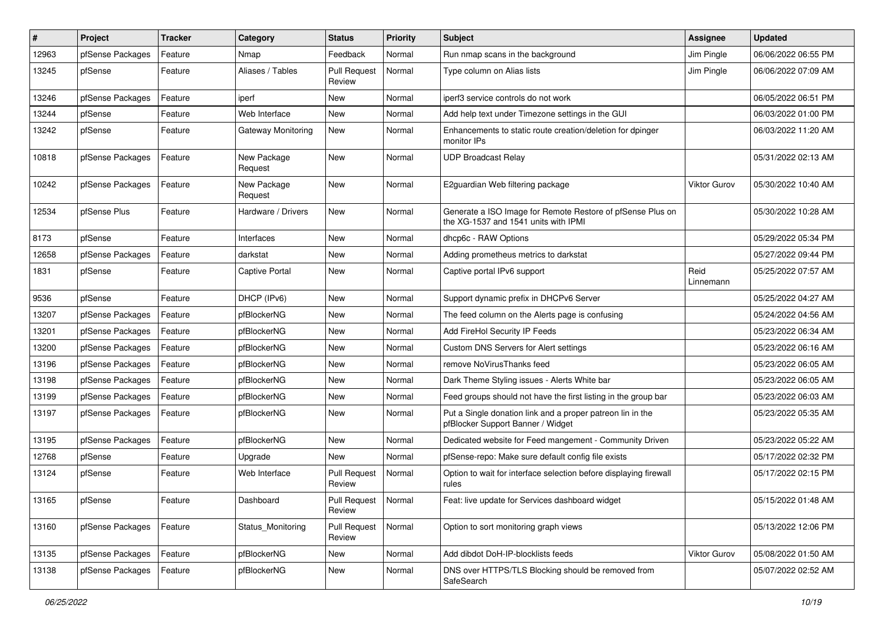| # | Project | Tracker | Category | Status | Priority | Subject | Assignee | Updated |
|---|---|---|---|---|---|---|---|---|
| 12963 | pfSense Packages | Feature | Nmap | Feedback | Normal | Run nmap scans in the background | Jim Pingle | 06/06/2022 06:55 PM |
| 13245 | pfSense | Feature | Aliases / Tables | Pull Request Review | Normal | Type column on Alias lists | Jim Pingle | 06/06/2022 07:09 AM |
| 13246 | pfSense Packages | Feature | iperf | New | Normal | iperf3 service controls do not work | | 06/05/2022 06:51 PM |
| 13244 | pfSense | Feature | Web Interface | New | Normal | Add help text under Timezone settings in the GUI | | 06/03/2022 01:00 PM |
| 13242 | pfSense | Feature | Gateway Monitoring | New | Normal | Enhancements to static route creation/deletion for dpinger monitor IPs | | 06/03/2022 11:20 AM |
| 10818 | pfSense Packages | Feature | New Package Request | New | Normal | UDP Broadcast Relay | | 05/31/2022 02:13 AM |
| 10242 | pfSense Packages | Feature | New Package Request | New | Normal | E2guardian Web filtering package | Viktor Gurov | 05/30/2022 10:40 AM |
| 12534 | pfSense Plus | Feature | Hardware / Drivers | New | Normal | Generate a ISO Image for Remote Restore of pfSense Plus on the XG-1537 and 1541 units with IPMI | | 05/30/2022 10:28 AM |
| 8173 | pfSense | Feature | Interfaces | New | Normal | dhcp6c - RAW Options | | 05/29/2022 05:34 PM |
| 12658 | pfSense Packages | Feature | darkstat | New | Normal | Adding prometheus metrics to darkstat | | 05/27/2022 09:44 PM |
| 1831 | pfSense | Feature | Captive Portal | New | Normal | Captive portal IPv6 support | Reid Linnemann | 05/25/2022 07:57 AM |
| 9536 | pfSense | Feature | DHCP (IPv6) | New | Normal | Support dynamic prefix in DHCPv6 Server | | 05/25/2022 04:27 AM |
| 13207 | pfSense Packages | Feature | pfBlockerNG | New | Normal | The feed column on the Alerts page is confusing | | 05/24/2022 04:56 AM |
| 13201 | pfSense Packages | Feature | pfBlockerNG | New | Normal | Add FireHol Security IP Feeds | | 05/23/2022 06:34 AM |
| 13200 | pfSense Packages | Feature | pfBlockerNG | New | Normal | Custom DNS Servers for Alert settings | | 05/23/2022 06:16 AM |
| 13196 | pfSense Packages | Feature | pfBlockerNG | New | Normal | remove NoVirusThanks feed | | 05/23/2022 06:05 AM |
| 13198 | pfSense Packages | Feature | pfBlockerNG | New | Normal | Dark Theme Styling issues - Alerts White bar | | 05/23/2022 06:05 AM |
| 13199 | pfSense Packages | Feature | pfBlockerNG | New | Normal | Feed groups should not have the first listing in the group bar | | 05/23/2022 06:03 AM |
| 13197 | pfSense Packages | Feature | pfBlockerNG | New | Normal | Put a Single donation link and a proper patreon lin in the pfBlocker Support Banner / Widget | | 05/23/2022 05:35 AM |
| 13195 | pfSense Packages | Feature | pfBlockerNG | New | Normal | Dedicated website for Feed mangement - Community Driven | | 05/23/2022 05:22 AM |
| 12768 | pfSense | Feature | Upgrade | New | Normal | pfSense-repo: Make sure default config file exists | | 05/17/2022 02:32 PM |
| 13124 | pfSense | Feature | Web Interface | Pull Request Review | Normal | Option to wait for interface selection before displaying firewall rules | | 05/17/2022 02:15 PM |
| 13165 | pfSense | Feature | Dashboard | Pull Request Review | Normal | Feat: live update for Services dashboard widget | | 05/15/2022 01:48 AM |
| 13160 | pfSense Packages | Feature | Status_Monitoring | Pull Request Review | Normal | Option to sort monitoring graph views | | 05/13/2022 12:06 PM |
| 13135 | pfSense Packages | Feature | pfBlockerNG | New | Normal | Add dibdot DoH-IP-blocklists feeds | Viktor Gurov | 05/08/2022 01:50 AM |
| 13138 | pfSense Packages | Feature | pfBlockerNG | New | Normal | DNS over HTTPS/TLS Blocking should be removed from SafeSearch | | 05/07/2022 02:52 AM |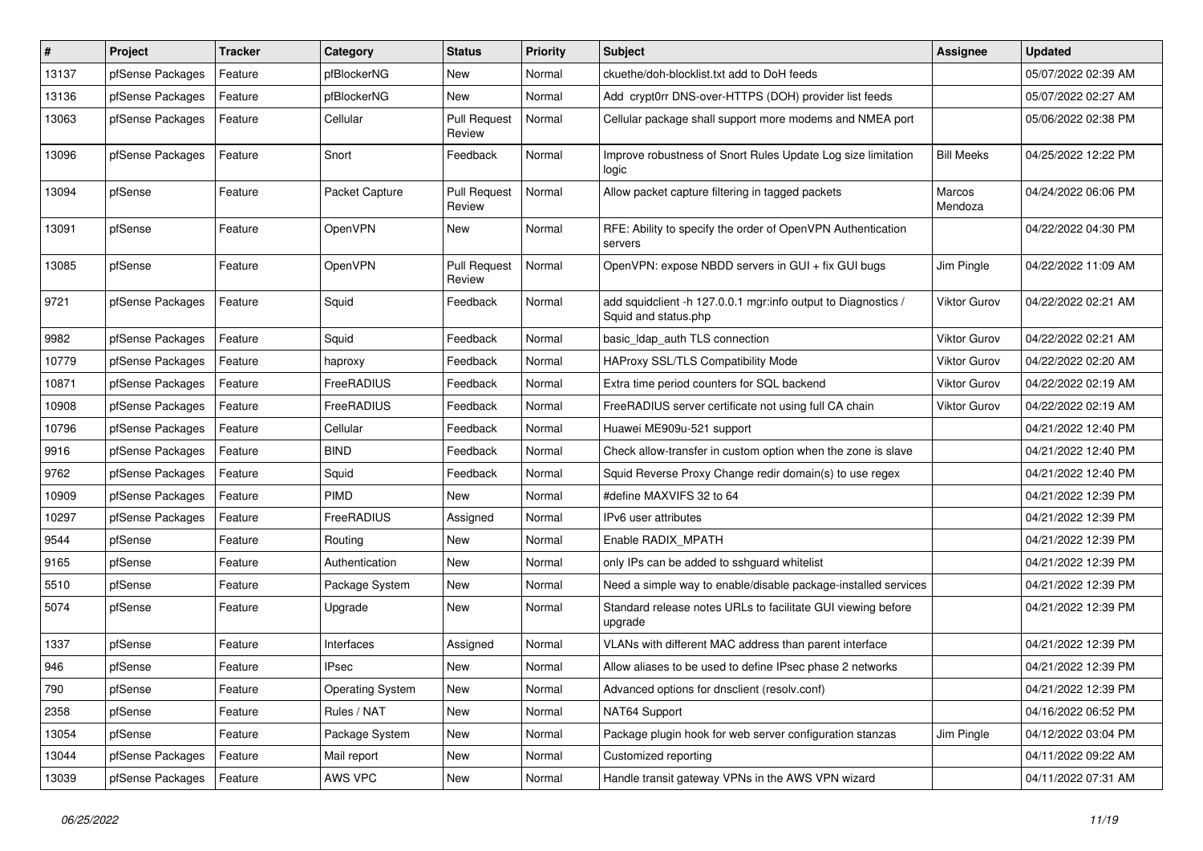| # | Project | Tracker | Category | Status | Priority | Subject | Assignee | Updated |
|---|---|---|---|---|---|---|---|---|
| 13137 | pfSense Packages | Feature | pfBlockerNG | New | Normal | ckuethe/doh-blocklist.txt add to DoH feeds | | 05/07/2022 02:39 AM |
| 13136 | pfSense Packages | Feature | pfBlockerNG | New | Normal | Add crypt0rr DNS-over-HTTPS (DOH) provider list feeds | | 05/07/2022 02:27 AM |
| 13063 | pfSense Packages | Feature | Cellular | Pull Request Review | Normal | Cellular package shall support more modems and NMEA port | | 05/06/2022 02:38 PM |
| 13096 | pfSense Packages | Feature | Snort | Feedback | Normal | Improve robustness of Snort Rules Update Log size limitation logic | Bill Meeks | 04/25/2022 12:22 PM |
| 13094 | pfSense | Feature | Packet Capture | Pull Request Review | Normal | Allow packet capture filtering in tagged packets | Marcos Mendoza | 04/24/2022 06:06 PM |
| 13091 | pfSense | Feature | OpenVPN | New | Normal | RFE: Ability to specify the order of OpenVPN Authentication servers | | 04/22/2022 04:30 PM |
| 13085 | pfSense | Feature | OpenVPN | Pull Request Review | Normal | OpenVPN: expose NBDD servers in GUI + fix GUI bugs | Jim Pingle | 04/22/2022 11:09 AM |
| 9721 | pfSense Packages | Feature | Squid | Feedback | Normal | add squidclient -h 127.0.0.1 mgr:info output to Diagnostics / Squid and status.php | Viktor Gurov | 04/22/2022 02:21 AM |
| 9982 | pfSense Packages | Feature | Squid | Feedback | Normal | basic_ldap_auth TLS connection | Viktor Gurov | 04/22/2022 02:21 AM |
| 10779 | pfSense Packages | Feature | haproxy | Feedback | Normal | HAProxy SSL/TLS Compatibility Mode | Viktor Gurov | 04/22/2022 02:20 AM |
| 10871 | pfSense Packages | Feature | FreeRADIUS | Feedback | Normal | Extra time period counters for SQL backend | Viktor Gurov | 04/22/2022 02:19 AM |
| 10908 | pfSense Packages | Feature | FreeRADIUS | Feedback | Normal | FreeRADIUS server certificate not using full CA chain | Viktor Gurov | 04/22/2022 02:19 AM |
| 10796 | pfSense Packages | Feature | Cellular | Feedback | Normal | Huawei ME909u-521 support | | 04/21/2022 12:40 PM |
| 9916 | pfSense Packages | Feature | BIND | Feedback | Normal | Check allow-transfer in custom option when the zone is slave | | 04/21/2022 12:40 PM |
| 9762 | pfSense Packages | Feature | Squid | Feedback | Normal | Squid Reverse Proxy Change redir domain(s) to use regex | | 04/21/2022 12:40 PM |
| 10909 | pfSense Packages | Feature | PIMD | New | Normal | #define MAXVIFS 32 to 64 | | 04/21/2022 12:39 PM |
| 10297 | pfSense Packages | Feature | FreeRADIUS | Assigned | Normal | IPv6 user attributes | | 04/21/2022 12:39 PM |
| 9544 | pfSense | Feature | Routing | New | Normal | Enable RADIX_MPATH | | 04/21/2022 12:39 PM |
| 9165 | pfSense | Feature | Authentication | New | Normal | only IPs can be added to sshguard whitelist | | 04/21/2022 12:39 PM |
| 5510 | pfSense | Feature | Package System | New | Normal | Need a simple way to enable/disable package-installed services | | 04/21/2022 12:39 PM |
| 5074 | pfSense | Feature | Upgrade | New | Normal | Standard release notes URLs to facilitate GUI viewing before upgrade | | 04/21/2022 12:39 PM |
| 1337 | pfSense | Feature | Interfaces | Assigned | Normal | VLANs with different MAC address than parent interface | | 04/21/2022 12:39 PM |
| 946 | pfSense | Feature | IPsec | New | Normal | Allow aliases to be used to define IPsec phase 2 networks | | 04/21/2022 12:39 PM |
| 790 | pfSense | Feature | Operating System | New | Normal | Advanced options for dnsclient (resolv.conf) | | 04/21/2022 12:39 PM |
| 2358 | pfSense | Feature | Rules / NAT | New | Normal | NAT64 Support | | 04/16/2022 06:52 PM |
| 13054 | pfSense | Feature | Package System | New | Normal | Package plugin hook for web server configuration stanzas | Jim Pingle | 04/12/2022 03:04 PM |
| 13044 | pfSense Packages | Feature | Mail report | New | Normal | Customized reporting | | 04/11/2022 09:22 AM |
| 13039 | pfSense Packages | Feature | AWS VPC | New | Normal | Handle transit gateway VPNs in the AWS VPN wizard | | 04/11/2022 07:31 AM |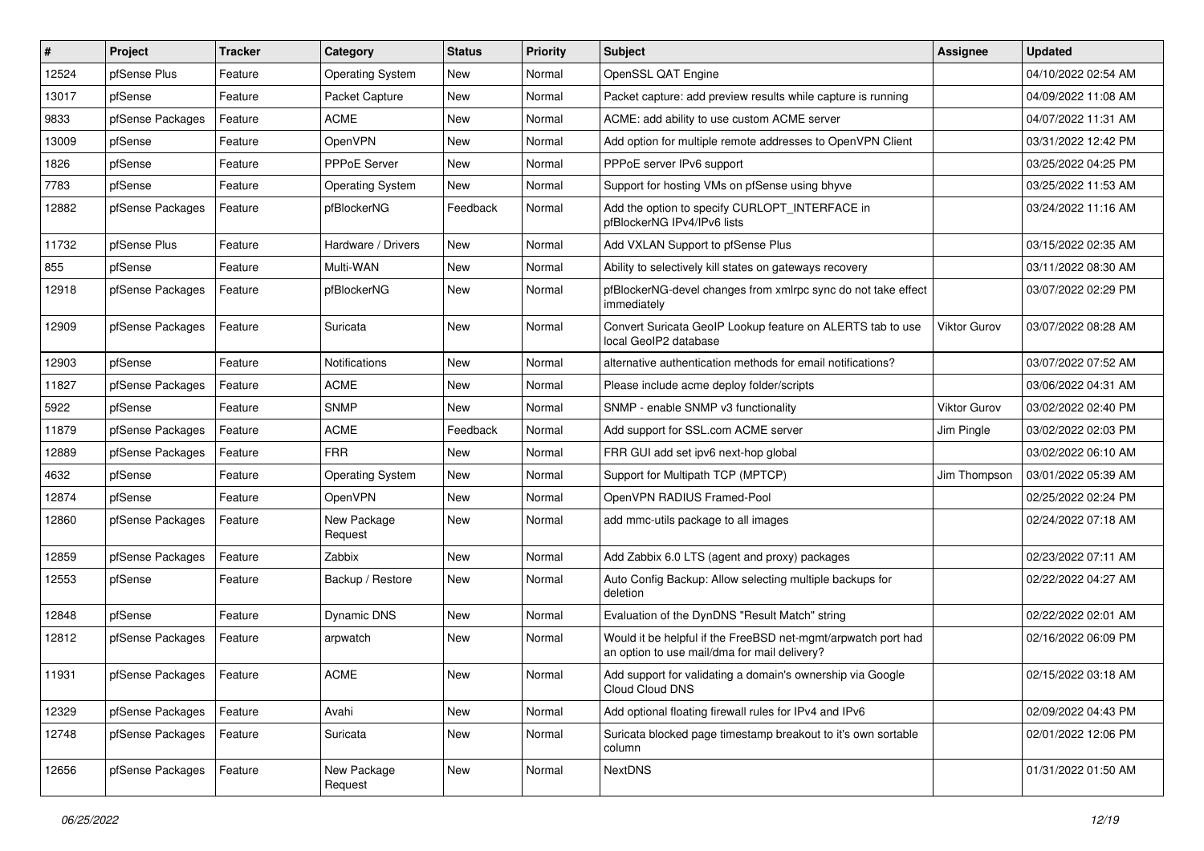| # | Project | Tracker | Category | Status | Priority | Subject | Assignee | Updated |
|---|---|---|---|---|---|---|---|---|
| 12524 | pfSense Plus | Feature | Operating System | New | Normal | OpenSSL QAT Engine | | 04/10/2022 02:54 AM |
| 13017 | pfSense | Feature | Packet Capture | New | Normal | Packet capture: add preview results while capture is running | | 04/09/2022 11:08 AM |
| 9833 | pfSense Packages | Feature | ACME | New | Normal | ACME: add ability to use custom ACME server | | 04/07/2022 11:31 AM |
| 13009 | pfSense | Feature | OpenVPN | New | Normal | Add option for multiple remote addresses to OpenVPN Client | | 03/31/2022 12:42 PM |
| 1826 | pfSense | Feature | PPPoE Server | New | Normal | PPPoE server IPv6 support | | 03/25/2022 04:25 PM |
| 7783 | pfSense | Feature | Operating System | New | Normal | Support for hosting VMs on pfSense using bhyve | | 03/25/2022 11:53 AM |
| 12882 | pfSense Packages | Feature | pfBlockerNG | Feedback | Normal | Add the option to specify CURLOPT_INTERFACE in pfBlockerNG IPv4/IPv6 lists | | 03/24/2022 11:16 AM |
| 11732 | pfSense Plus | Feature | Hardware / Drivers | New | Normal | Add VXLAN Support to pfSense Plus | | 03/15/2022 02:35 AM |
| 855 | pfSense | Feature | Multi-WAN | New | Normal | Ability to selectively kill states on gateways recovery | | 03/11/2022 08:30 AM |
| 12918 | pfSense Packages | Feature | pfBlockerNG | New | Normal | pfBlockerNG-devel changes from xmlrpc sync do not take effect immediately | | 03/07/2022 02:29 PM |
| 12909 | pfSense Packages | Feature | Suricata | New | Normal | Convert Suricata GeoIP Lookup feature on ALERTS tab to use local GeoIP2 database | Viktor Gurov | 03/07/2022 08:28 AM |
| 12903 | pfSense | Feature | Notifications | New | Normal | alternative authentication methods for email notifications? | | 03/07/2022 07:52 AM |
| 11827 | pfSense Packages | Feature | ACME | New | Normal | Please include acme deploy folder/scripts | | 03/06/2022 04:31 AM |
| 5922 | pfSense | Feature | SNMP | New | Normal | SNMP - enable SNMP v3 functionality | Viktor Gurov | 03/02/2022 02:40 PM |
| 11879 | pfSense Packages | Feature | ACME | Feedback | Normal | Add support for SSL.com ACME server | Jim Pingle | 03/02/2022 02:03 PM |
| 12889 | pfSense Packages | Feature | FRR | New | Normal | FRR GUI add set ipv6 next-hop global | | 03/02/2022 06:10 AM |
| 4632 | pfSense | Feature | Operating System | New | Normal | Support for Multipath TCP (MPTCP) | Jim Thompson | 03/01/2022 05:39 AM |
| 12874 | pfSense | Feature | OpenVPN | New | Normal | OpenVPN RADIUS Framed-Pool | | 02/25/2022 02:24 PM |
| 12860 | pfSense Packages | Feature | New Package Request | New | Normal | add mmc-utils package to all images | | 02/24/2022 07:18 AM |
| 12859 | pfSense Packages | Feature | Zabbix | New | Normal | Add Zabbix 6.0 LTS (agent and proxy) packages | | 02/23/2022 07:11 AM |
| 12553 | pfSense | Feature | Backup / Restore | New | Normal | Auto Config Backup: Allow selecting multiple backups for deletion | | 02/22/2022 04:27 AM |
| 12848 | pfSense | Feature | Dynamic DNS | New | Normal | Evaluation of the DynDNS "Result Match" string | | 02/22/2022 02:01 AM |
| 12812 | pfSense Packages | Feature | arpwatch | New | Normal | Would it be helpful if the FreeBSD net-mgmt/arpwatch port had an option to use mail/dma for mail delivery? | | 02/16/2022 06:09 PM |
| 11931 | pfSense Packages | Feature | ACME | New | Normal | Add support for validating a domain's ownership via Google Cloud Cloud DNS | | 02/15/2022 03:18 AM |
| 12329 | pfSense Packages | Feature | Avahi | New | Normal | Add optional floating firewall rules for IPv4 and IPv6 | | 02/09/2022 04:43 PM |
| 12748 | pfSense Packages | Feature | Suricata | New | Normal | Suricata blocked page timestamp breakout to it's own sortable column | | 02/01/2022 12:06 PM |
| 12656 | pfSense Packages | Feature | New Package Request | New | Normal | NextDNS | | 01/31/2022 01:50 AM |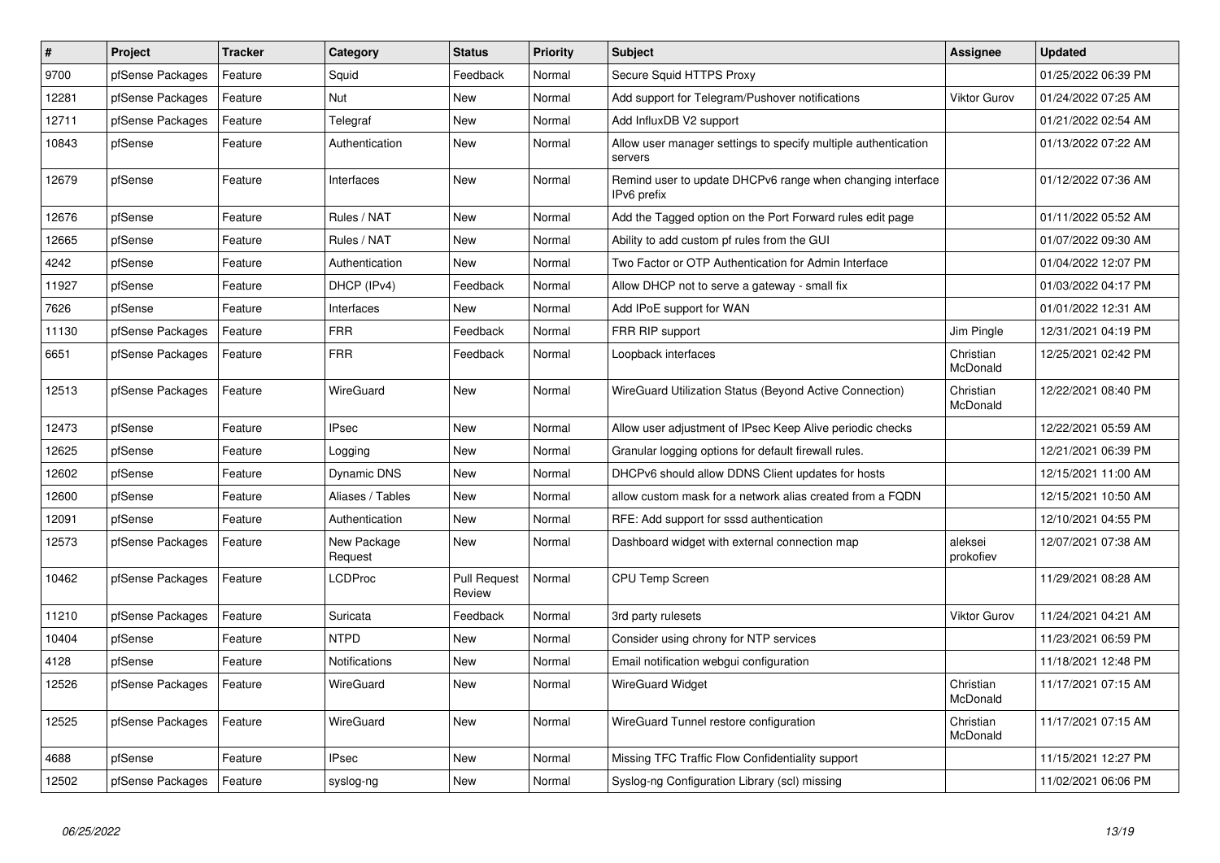| # | Project | Tracker | Category | Status | Priority | Subject | Assignee | Updated |
|---|---|---|---|---|---|---|---|---|
| 9700 | pfSense Packages | Feature | Squid | Feedback | Normal | Secure Squid HTTPS Proxy | | 01/25/2022 06:39 PM |
| 12281 | pfSense Packages | Feature | Nut | New | Normal | Add support for Telegram/Pushover notifications | Viktor Gurov | 01/24/2022 07:25 AM |
| 12711 | pfSense Packages | Feature | Telegraf | New | Normal | Add InfluxDB V2 support | | 01/21/2022 02:54 AM |
| 10843 | pfSense | Feature | Authentication | New | Normal | Allow user manager settings to specify multiple authentication servers | | 01/13/2022 07:22 AM |
| 12679 | pfSense | Feature | Interfaces | New | Normal | Remind user to update DHCPv6 range when changing interface IPv6 prefix | | 01/12/2022 07:36 AM |
| 12676 | pfSense | Feature | Rules / NAT | New | Normal | Add the Tagged option on the Port Forward rules edit page | | 01/11/2022 05:52 AM |
| 12665 | pfSense | Feature | Rules / NAT | New | Normal | Ability to add custom pf rules from the GUI | | 01/07/2022 09:30 AM |
| 4242 | pfSense | Feature | Authentication | New | Normal | Two Factor or OTP Authentication for Admin Interface | | 01/04/2022 12:07 PM |
| 11927 | pfSense | Feature | DHCP (IPv4) | Feedback | Normal | Allow DHCP not to serve a gateway - small fix | | 01/03/2022 04:17 PM |
| 7626 | pfSense | Feature | Interfaces | New | Normal | Add IPoE support for WAN | | 01/01/2022 12:31 AM |
| 11130 | pfSense Packages | Feature | FRR | Feedback | Normal | FRR RIP support | Jim Pingle | 12/31/2021 04:19 PM |
| 6651 | pfSense Packages | Feature | FRR | Feedback | Normal | Loopback interfaces | Christian McDonald | 12/25/2021 02:42 PM |
| 12513 | pfSense Packages | Feature | WireGuard | New | Normal | WireGuard Utilization Status (Beyond Active Connection) | Christian McDonald | 12/22/2021 08:40 PM |
| 12473 | pfSense | Feature | IPsec | New | Normal | Allow user adjustment of IPsec Keep Alive periodic checks | | 12/22/2021 05:59 AM |
| 12625 | pfSense | Feature | Logging | New | Normal | Granular logging options for default firewall rules. | | 12/21/2021 06:39 PM |
| 12602 | pfSense | Feature | Dynamic DNS | New | Normal | DHCPv6 should allow DDNS Client updates for hosts | | 12/15/2021 11:00 AM |
| 12600 | pfSense | Feature | Aliases / Tables | New | Normal | allow custom mask for a network alias created from a FQDN | | 12/15/2021 10:50 AM |
| 12091 | pfSense | Feature | Authentication | New | Normal | RFE: Add support for sssd authentication | | 12/10/2021 04:55 PM |
| 12573 | pfSense Packages | Feature | New Package Request | New | Normal | Dashboard widget with external connection map | aleksei prokofiev | 12/07/2021 07:38 AM |
| 10462 | pfSense Packages | Feature | LCDProc | Pull Request Review | Normal | CPU Temp Screen | | 11/29/2021 08:28 AM |
| 11210 | pfSense Packages | Feature | Suricata | Feedback | Normal | 3rd party rulesets | Viktor Gurov | 11/24/2021 04:21 AM |
| 10404 | pfSense | Feature | NTPD | New | Normal | Consider using chrony for NTP services | | 11/23/2021 06:59 PM |
| 4128 | pfSense | Feature | Notifications | New | Normal | Email notification webgui configuration | | 11/18/2021 12:48 PM |
| 12526 | pfSense Packages | Feature | WireGuard | New | Normal | WireGuard Widget | Christian McDonald | 11/17/2021 07:15 AM |
| 12525 | pfSense Packages | Feature | WireGuard | New | Normal | WireGuard Tunnel restore configuration | Christian McDonald | 11/17/2021 07:15 AM |
| 4688 | pfSense | Feature | IPsec | New | Normal | Missing TFC Traffic Flow Confidentiality support | | 11/15/2021 12:27 PM |
| 12502 | pfSense Packages | Feature | syslog-ng | New | Normal | Syslog-ng Configuration Library (scl) missing | | 11/02/2021 06:06 PM |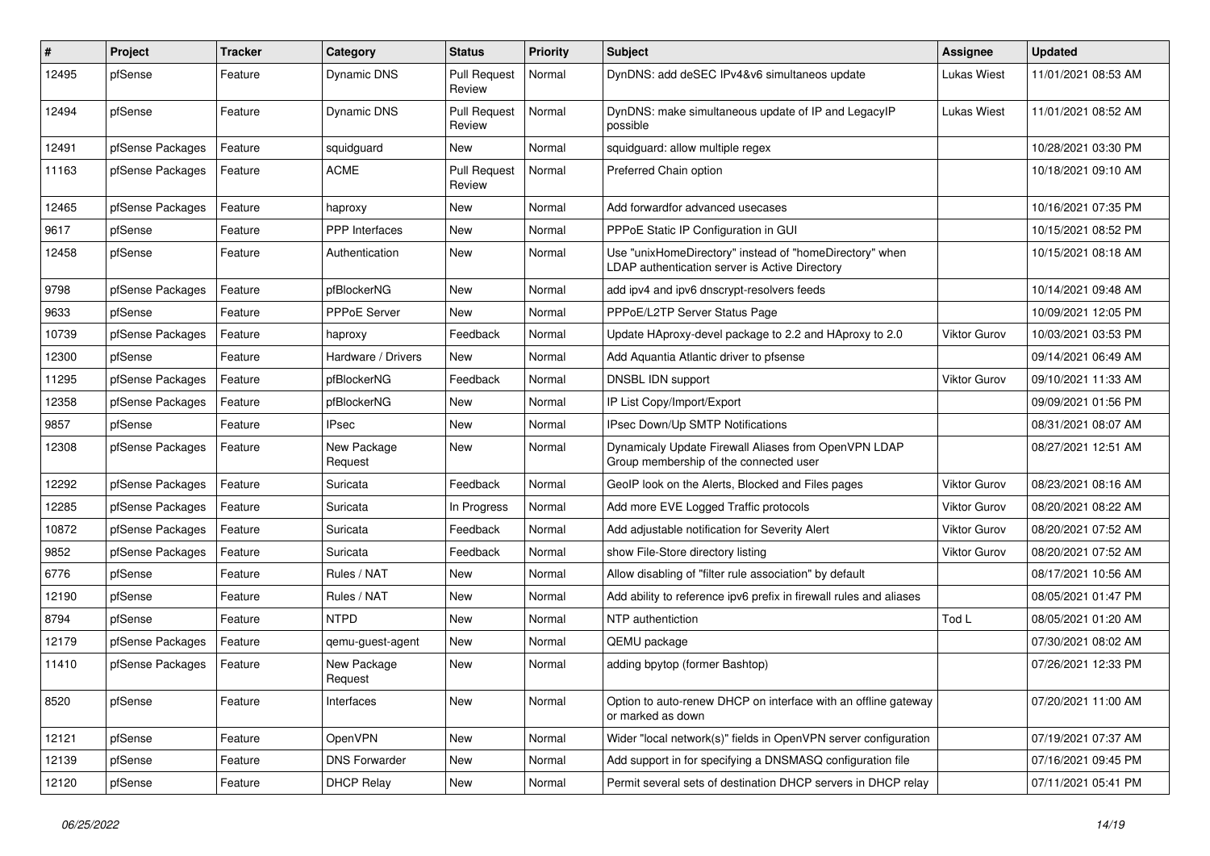| # | Project | Tracker | Category | Status | Priority | Subject | Assignee | Updated |
|---|---|---|---|---|---|---|---|---|
| 12495 | pfSense | Feature | Dynamic DNS | Pull Request Review | Normal | DynDNS: add deSEC IPv4&v6 simultaneos update | Lukas Wiest | 11/01/2021 08:53 AM |
| 12494 | pfSense | Feature | Dynamic DNS | Pull Request Review | Normal | DynDNS: make simultaneous update of IP and LegacyIP possible | Lukas Wiest | 11/01/2021 08:52 AM |
| 12491 | pfSense Packages | Feature | squidguard | New | Normal | squidguard: allow multiple regex | | 10/28/2021 03:30 PM |
| 11163 | pfSense Packages | Feature | ACME | Pull Request Review | Normal | Preferred Chain option | | 10/18/2021 09:10 AM |
| 12465 | pfSense Packages | Feature | haproxy | New | Normal | Add forwardfor advanced usecases | | 10/16/2021 07:35 PM |
| 9617 | pfSense | Feature | PPP Interfaces | New | Normal | PPPoE Static IP Configuration in GUI | | 10/15/2021 08:52 PM |
| 12458 | pfSense | Feature | Authentication | New | Normal | Use "unixHomeDirectory" instead of "homeDirectory" when LDAP authentication server is Active Directory | | 10/15/2021 08:18 AM |
| 9798 | pfSense Packages | Feature | pfBlockerNG | New | Normal | add ipv4 and ipv6 dnscrypt-resolvers feeds | | 10/14/2021 09:48 AM |
| 9633 | pfSense | Feature | PPPoE Server | New | Normal | PPPoE/L2TP Server Status Page | | 10/09/2021 12:05 PM |
| 10739 | pfSense Packages | Feature | haproxy | Feedback | Normal | Update HAproxy-devel package to 2.2 and HAproxy to 2.0 | Viktor Gurov | 10/03/2021 03:53 PM |
| 12300 | pfSense | Feature | Hardware / Drivers | New | Normal | Add Aquantia Atlantic driver to pfsense | | 09/14/2021 06:49 AM |
| 11295 | pfSense Packages | Feature | pfBlockerNG | Feedback | Normal | DNSBL IDN support | Viktor Gurov | 09/10/2021 11:33 AM |
| 12358 | pfSense Packages | Feature | pfBlockerNG | New | Normal | IP List Copy/Import/Export | | 09/09/2021 01:56 PM |
| 9857 | pfSense | Feature | IPsec | New | Normal | IPsec Down/Up SMTP Notifications | | 08/31/2021 08:07 AM |
| 12308 | pfSense Packages | Feature | New Package Request | New | Normal | Dynamicaly Update Firewall Aliases from OpenVPN LDAP Group membership of the connected user | | 08/27/2021 12:51 AM |
| 12292 | pfSense Packages | Feature | Suricata | Feedback | Normal | GeoIP look on the Alerts, Blocked and Files pages | Viktor Gurov | 08/23/2021 08:16 AM |
| 12285 | pfSense Packages | Feature | Suricata | In Progress | Normal | Add more EVE Logged Traffic protocols | Viktor Gurov | 08/20/2021 08:22 AM |
| 10872 | pfSense Packages | Feature | Suricata | Feedback | Normal | Add adjustable notification for Severity Alert | Viktor Gurov | 08/20/2021 07:52 AM |
| 9852 | pfSense Packages | Feature | Suricata | Feedback | Normal | show File-Store directory listing | Viktor Gurov | 08/20/2021 07:52 AM |
| 6776 | pfSense | Feature | Rules / NAT | New | Normal | Allow disabling of "filter rule association" by default | | 08/17/2021 10:56 AM |
| 12190 | pfSense | Feature | Rules / NAT | New | Normal | Add ability to reference ipv6 prefix in firewall rules and aliases | | 08/05/2021 01:47 PM |
| 8794 | pfSense | Feature | NTPD | New | Normal | NTP authentiction | Tod L | 08/05/2021 01:20 AM |
| 12179 | pfSense Packages | Feature | qemu-guest-agent | New | Normal | QEMU package | | 07/30/2021 08:02 AM |
| 11410 | pfSense Packages | Feature | New Package Request | New | Normal | adding bpytop (former Bashtop) | | 07/26/2021 12:33 PM |
| 8520 | pfSense | Feature | Interfaces | New | Normal | Option to auto-renew DHCP on interface with an offline gateway or marked as down | | 07/20/2021 11:00 AM |
| 12121 | pfSense | Feature | OpenVPN | New | Normal | Wider "local network(s)" fields in OpenVPN server configuration | | 07/19/2021 07:37 AM |
| 12139 | pfSense | Feature | DNS Forwarder | New | Normal | Add support in for specifying a DNSMASQ configuration file | | 07/16/2021 09:45 PM |
| 12120 | pfSense | Feature | DHCP Relay | New | Normal | Permit several sets of destination DHCP servers in DHCP relay | | 07/11/2021 05:41 PM |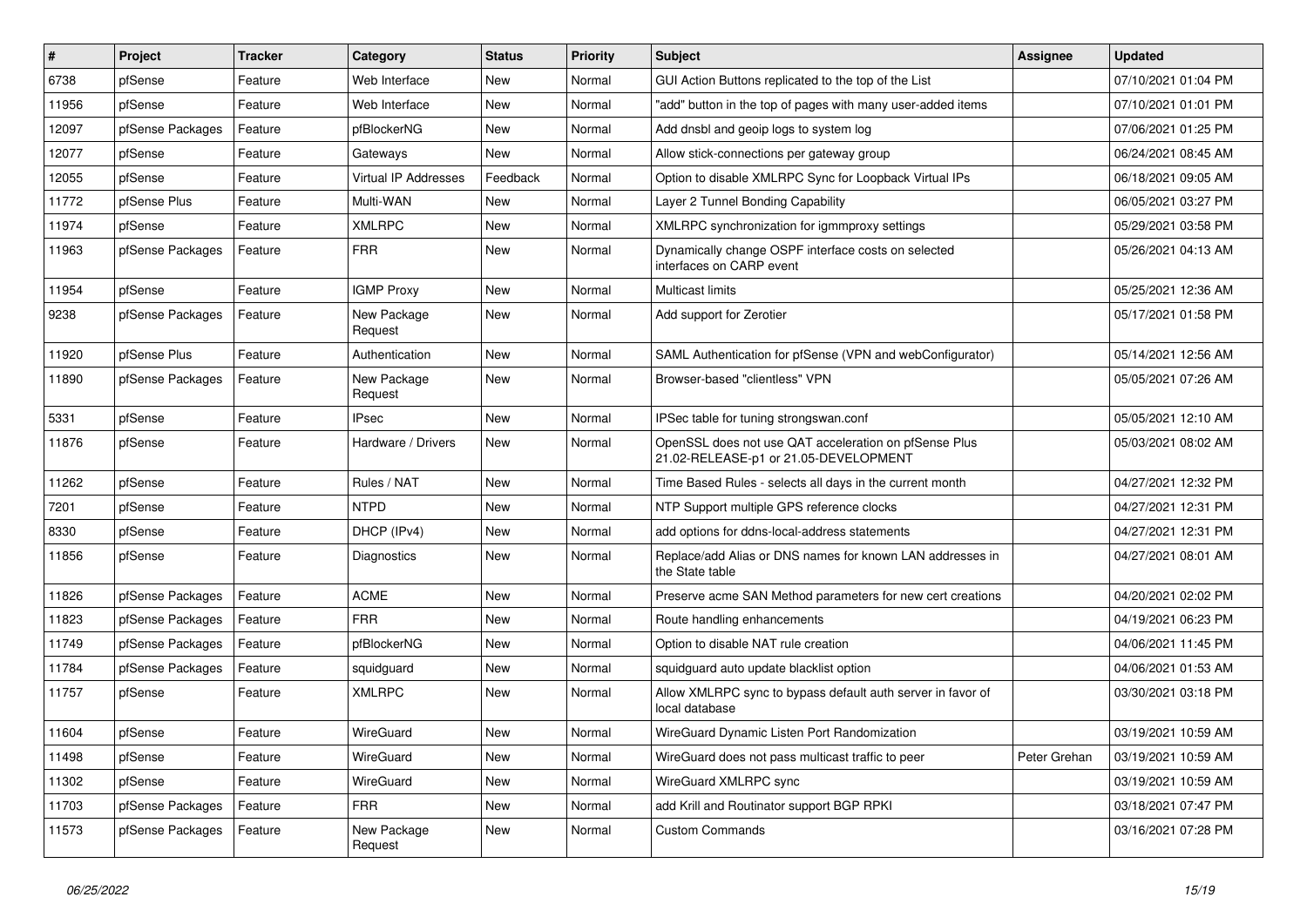| # | Project | Tracker | Category | Status | Priority | Subject | Assignee | Updated |
|---|---|---|---|---|---|---|---|---|
| 6738 | pfSense | Feature | Web Interface | New | Normal | GUI Action Buttons replicated to the top of the List | | 07/10/2021 01:04 PM |
| 11956 | pfSense | Feature | Web Interface | New | Normal | "add" button in the top of pages with many user-added items | | 07/10/2021 01:01 PM |
| 12097 | pfSense Packages | Feature | pfBlockerNG | New | Normal | Add dnsbl and geoip logs to system log | | 07/06/2021 01:25 PM |
| 12077 | pfSense | Feature | Gateways | New | Normal | Allow stick-connections per gateway group | | 06/24/2021 08:45 AM |
| 12055 | pfSense | Feature | Virtual IP Addresses | Feedback | Normal | Option to disable XMLRPC Sync for Loopback Virtual IPs | | 06/18/2021 09:05 AM |
| 11772 | pfSense Plus | Feature | Multi-WAN | New | Normal | Layer 2 Tunnel Bonding Capability | | 06/05/2021 03:27 PM |
| 11974 | pfSense | Feature | XMLRPC | New | Normal | XMLRPC synchronization for igmmproxy settings | | 05/29/2021 03:58 PM |
| 11963 | pfSense Packages | Feature | FRR | New | Normal | Dynamically change OSPF interface costs on selected interfaces on CARP event | | 05/26/2021 04:13 AM |
| 11954 | pfSense | Feature | IGMP Proxy | New | Normal | Multicast limits | | 05/25/2021 12:36 AM |
| 9238 | pfSense Packages | Feature | New Package Request | New | Normal | Add support for Zerotier | | 05/17/2021 01:58 PM |
| 11920 | pfSense Plus | Feature | Authentication | New | Normal | SAML Authentication for pfSense (VPN and webConfigurator) | | 05/14/2021 12:56 AM |
| 11890 | pfSense Packages | Feature | New Package Request | New | Normal | Browser-based "clientless" VPN | | 05/05/2021 07:26 AM |
| 5331 | pfSense | Feature | IPsec | New | Normal | IPSec table for tuning strongswan.conf | | 05/05/2021 12:10 AM |
| 11876 | pfSense | Feature | Hardware / Drivers | New | Normal | OpenSSL does not use QAT acceleration on pfSense Plus 21.02-RELEASE-p1 or 21.05-DEVELOPMENT | | 05/03/2021 08:02 AM |
| 11262 | pfSense | Feature | Rules / NAT | New | Normal | Time Based Rules - selects all days in the current month | | 04/27/2021 12:32 PM |
| 7201 | pfSense | Feature | NTPD | New | Normal | NTP Support multiple GPS reference clocks | | 04/27/2021 12:31 PM |
| 8330 | pfSense | Feature | DHCP (IPv4) | New | Normal | add options for ddns-local-address statements | | 04/27/2021 12:31 PM |
| 11856 | pfSense | Feature | Diagnostics | New | Normal | Replace/add Alias or DNS names for known LAN addresses in the State table | | 04/27/2021 08:01 AM |
| 11826 | pfSense Packages | Feature | ACME | New | Normal | Preserve acme SAN Method parameters for new cert creations | | 04/20/2021 02:02 PM |
| 11823 | pfSense Packages | Feature | FRR | New | Normal | Route handling enhancements | | 04/19/2021 06:23 PM |
| 11749 | pfSense Packages | Feature | pfBlockerNG | New | Normal | Option to disable NAT rule creation | | 04/06/2021 11:45 PM |
| 11784 | pfSense Packages | Feature | squidguard | New | Normal | squidguard auto update blacklist option | | 04/06/2021 01:53 AM |
| 11757 | pfSense | Feature | XMLRPC | New | Normal | Allow XMLRPC sync to bypass default auth server in favor of local database | | 03/30/2021 03:18 PM |
| 11604 | pfSense | Feature | WireGuard | New | Normal | WireGuard Dynamic Listen Port Randomization | | 03/19/2021 10:59 AM |
| 11498 | pfSense | Feature | WireGuard | New | Normal | WireGuard does not pass multicast traffic to peer | Peter Grehan | 03/19/2021 10:59 AM |
| 11302 | pfSense | Feature | WireGuard | New | Normal | WireGuard XMLRPC sync | | 03/19/2021 10:59 AM |
| 11703 | pfSense Packages | Feature | FRR | New | Normal | add Krill and Routinator support BGP RPKI | | 03/18/2021 07:47 PM |
| 11573 | pfSense Packages | Feature | New Package Request | New | Normal | Custom Commands | | 03/16/2021 07:28 PM |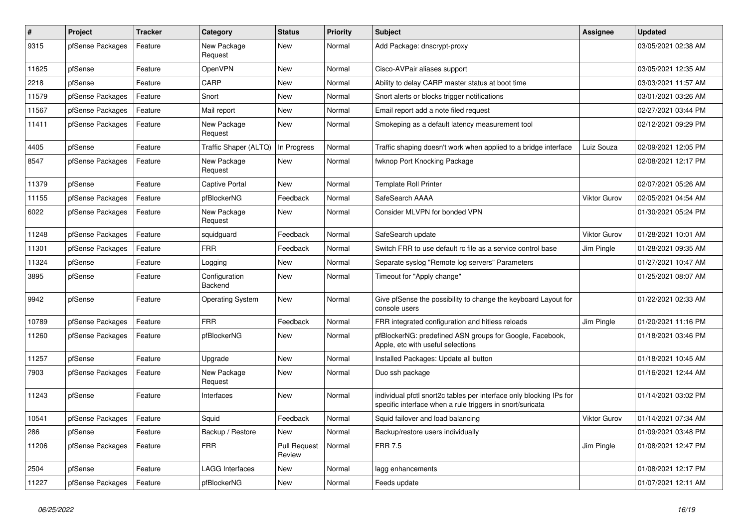| # | Project | Tracker | Category | Status | Priority | Subject | Assignee | Updated |
|---|---|---|---|---|---|---|---|---|
| 9315 | pfSense Packages | Feature | New Package Request | New | Normal | Add Package: dnscrypt-proxy | | 03/05/2021 02:38 AM |
| 11625 | pfSense | Feature | OpenVPN | New | Normal | Cisco-AVPair aliases support | | 03/05/2021 12:35 AM |
| 2218 | pfSense | Feature | CARP | New | Normal | Ability to delay CARP master status at boot time | | 03/03/2021 11:57 AM |
| 11579 | pfSense Packages | Feature | Snort | New | Normal | Snort alerts or blocks trigger notifications | | 03/01/2021 03:26 AM |
| 11567 | pfSense Packages | Feature | Mail report | New | Normal | Email report add a note filed request | | 02/27/2021 03:44 PM |
| 11411 | pfSense Packages | Feature | New Package Request | New | Normal | Smokeping as a default latency measurement tool | | 02/12/2021 09:29 PM |
| 4405 | pfSense | Feature | Traffic Shaper (ALTQ) | In Progress | Normal | Traffic shaping doesn't work when applied to a bridge interface | Luiz Souza | 02/09/2021 12:05 PM |
| 8547 | pfSense Packages | Feature | New Package Request | New | Normal | fwknop Port Knocking Package | | 02/08/2021 12:17 PM |
| 11379 | pfSense | Feature | Captive Portal | New | Normal | Template Roll Printer | | 02/07/2021 05:26 AM |
| 11155 | pfSense Packages | Feature | pfBlockerNG | Feedback | Normal | SafeSearch AAAA | Viktor Gurov | 02/05/2021 04:54 AM |
| 6022 | pfSense Packages | Feature | New Package Request | New | Normal | Consider MLVPN for bonded VPN | | 01/30/2021 05:24 PM |
| 11248 | pfSense Packages | Feature | squidguard | Feedback | Normal | SafeSearch update | Viktor Gurov | 01/28/2021 10:01 AM |
| 11301 | pfSense Packages | Feature | FRR | Feedback | Normal | Switch FRR to use default rc file as a service control base | Jim Pingle | 01/28/2021 09:35 AM |
| 11324 | pfSense | Feature | Logging | New | Normal | Separate syslog "Remote log servers" Parameters | | 01/27/2021 10:47 AM |
| 3895 | pfSense | Feature | Configuration Backend | New | Normal | Timeout for "Apply change" | | 01/25/2021 08:07 AM |
| 9942 | pfSense | Feature | Operating System | New | Normal | Give pfSense the possibility to change the keyboard Layout for console users | | 01/22/2021 02:33 AM |
| 10789 | pfSense Packages | Feature | FRR | Feedback | Normal | FRR integrated configuration and hitless reloads | Jim Pingle | 01/20/2021 11:16 PM |
| 11260 | pfSense Packages | Feature | pfBlockerNG | New | Normal | pfBlockerNG: predefined ASN groups for Google, Facebook, Apple, etc with useful selections | | 01/18/2021 03:46 PM |
| 11257 | pfSense | Feature | Upgrade | New | Normal | Installed Packages: Update all button | | 01/18/2021 10:45 AM |
| 7903 | pfSense Packages | Feature | New Package Request | New | Normal | Duo ssh package | | 01/16/2021 12:44 AM |
| 11243 | pfSense | Feature | Interfaces | New | Normal | individual pfctl snort2c tables per interface only blocking IPs for specific interface when a rule triggers in snort/suricata | | 01/14/2021 03:02 PM |
| 10541 | pfSense Packages | Feature | Squid | Feedback | Normal | Squid failover and load balancing | Viktor Gurov | 01/14/2021 07:34 AM |
| 286 | pfSense | Feature | Backup / Restore | New | Normal | Backup/restore users individually | | 01/09/2021 03:48 PM |
| 11206 | pfSense Packages | Feature | FRR | Pull Request Review | Normal | FRR 7.5 | Jim Pingle | 01/08/2021 12:47 PM |
| 2504 | pfSense | Feature | LAGG Interfaces | New | Normal | lagg enhancements | | 01/08/2021 12:17 PM |
| 11227 | pfSense Packages | Feature | pfBlockerNG | New | Normal | Feeds update | | 01/07/2021 12:11 AM |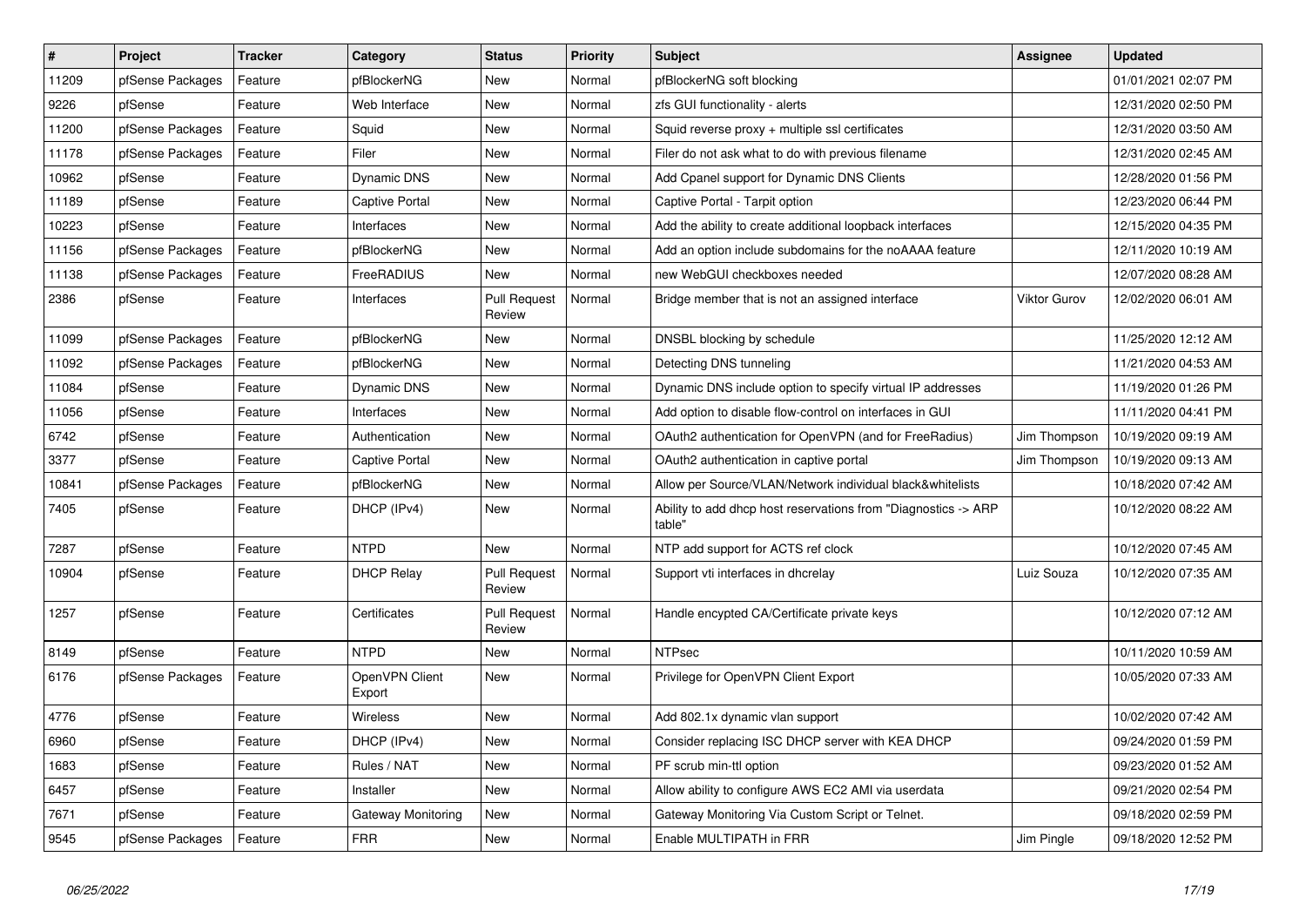| # | Project | Tracker | Category | Status | Priority | Subject | Assignee | Updated |
|---|---|---|---|---|---|---|---|---|
| 11209 | pfSense Packages | Feature | pfBlockerNG | New | Normal | pfBlockerNG soft blocking | | 01/01/2021 02:07 PM |
| 9226 | pfSense | Feature | Web Interface | New | Normal | zfs GUI functionality - alerts | | 12/31/2020 02:50 PM |
| 11200 | pfSense Packages | Feature | Squid | New | Normal | Squid reverse proxy + multiple ssl certificates | | 12/31/2020 03:50 AM |
| 11178 | pfSense Packages | Feature | Filer | New | Normal | Filer do not ask what to do with previous filename | | 12/31/2020 02:45 AM |
| 10962 | pfSense | Feature | Dynamic DNS | New | Normal | Add Cpanel support for Dynamic DNS Clients | | 12/28/2020 01:56 PM |
| 11189 | pfSense | Feature | Captive Portal | New | Normal | Captive Portal - Tarpit option | | 12/23/2020 06:44 PM |
| 10223 | pfSense | Feature | Interfaces | New | Normal | Add the ability to create additional loopback interfaces | | 12/15/2020 04:35 PM |
| 11156 | pfSense Packages | Feature | pfBlockerNG | New | Normal | Add an option include subdomains for the noAAAA feature | | 12/11/2020 10:19 AM |
| 11138 | pfSense Packages | Feature | FreeRADIUS | New | Normal | new WebGUI checkboxes needed | | 12/07/2020 08:28 AM |
| 2386 | pfSense | Feature | Interfaces | Pull Request Review | Normal | Bridge member that is not an assigned interface | Viktor Gurov | 12/02/2020 06:01 AM |
| 11099 | pfSense Packages | Feature | pfBlockerNG | New | Normal | DNSBL blocking by schedule | | 11/25/2020 12:12 AM |
| 11092 | pfSense Packages | Feature | pfBlockerNG | New | Normal | Detecting DNS tunneling | | 11/21/2020 04:53 AM |
| 11084 | pfSense | Feature | Dynamic DNS | New | Normal | Dynamic DNS include option to specify virtual IP addresses | | 11/19/2020 01:26 PM |
| 11056 | pfSense | Feature | Interfaces | New | Normal | Add option to disable flow-control on interfaces in GUI | | 11/11/2020 04:41 PM |
| 6742 | pfSense | Feature | Authentication | New | Normal | OAuth2 authentication for OpenVPN (and for FreeRadius) | Jim Thompson | 10/19/2020 09:19 AM |
| 3377 | pfSense | Feature | Captive Portal | New | Normal | OAuth2 authentication in captive portal | Jim Thompson | 10/19/2020 09:13 AM |
| 10841 | pfSense Packages | Feature | pfBlockerNG | New | Normal | Allow per Source/VLAN/Network individual black&whitelists | | 10/18/2020 07:42 AM |
| 7405 | pfSense | Feature | DHCP (IPv4) | New | Normal | Ability to add dhcp host reservations from "Diagnostics -> ARP table" | | 10/12/2020 08:22 AM |
| 7287 | pfSense | Feature | NTPD | New | Normal | NTP add support for ACTS ref clock | | 10/12/2020 07:45 AM |
| 10904 | pfSense | Feature | DHCP Relay | Pull Request Review | Normal | Support vti interfaces in dhcrelay | Luiz Souza | 10/12/2020 07:35 AM |
| 1257 | pfSense | Feature | Certificates | Pull Request Review | Normal | Handle encypted CA/Certificate private keys | | 10/12/2020 07:12 AM |
| 8149 | pfSense | Feature | NTPD | New | Normal | NTPsec | | 10/11/2020 10:59 AM |
| 6176 | pfSense Packages | Feature | OpenVPN Client Export | New | Normal | Privilege for OpenVPN Client Export | | 10/05/2020 07:33 AM |
| 4776 | pfSense | Feature | Wireless | New | Normal | Add 802.1x dynamic vlan support | | 10/02/2020 07:42 AM |
| 6960 | pfSense | Feature | DHCP (IPv4) | New | Normal | Consider replacing ISC DHCP server with KEA DHCP | | 09/24/2020 01:59 PM |
| 1683 | pfSense | Feature | Rules / NAT | New | Normal | PF scrub min-ttl option | | 09/23/2020 01:52 AM |
| 6457 | pfSense | Feature | Installer | New | Normal | Allow ability to configure AWS EC2 AMI via userdata | | 09/21/2020 02:54 PM |
| 7671 | pfSense | Feature | Gateway Monitoring | New | Normal | Gateway Monitoring Via Custom Script or Telnet. | | 09/18/2020 02:59 PM |
| 9545 | pfSense Packages | Feature | FRR | New | Normal | Enable MULTIPATH in FRR | Jim Pingle | 09/18/2020 12:52 PM |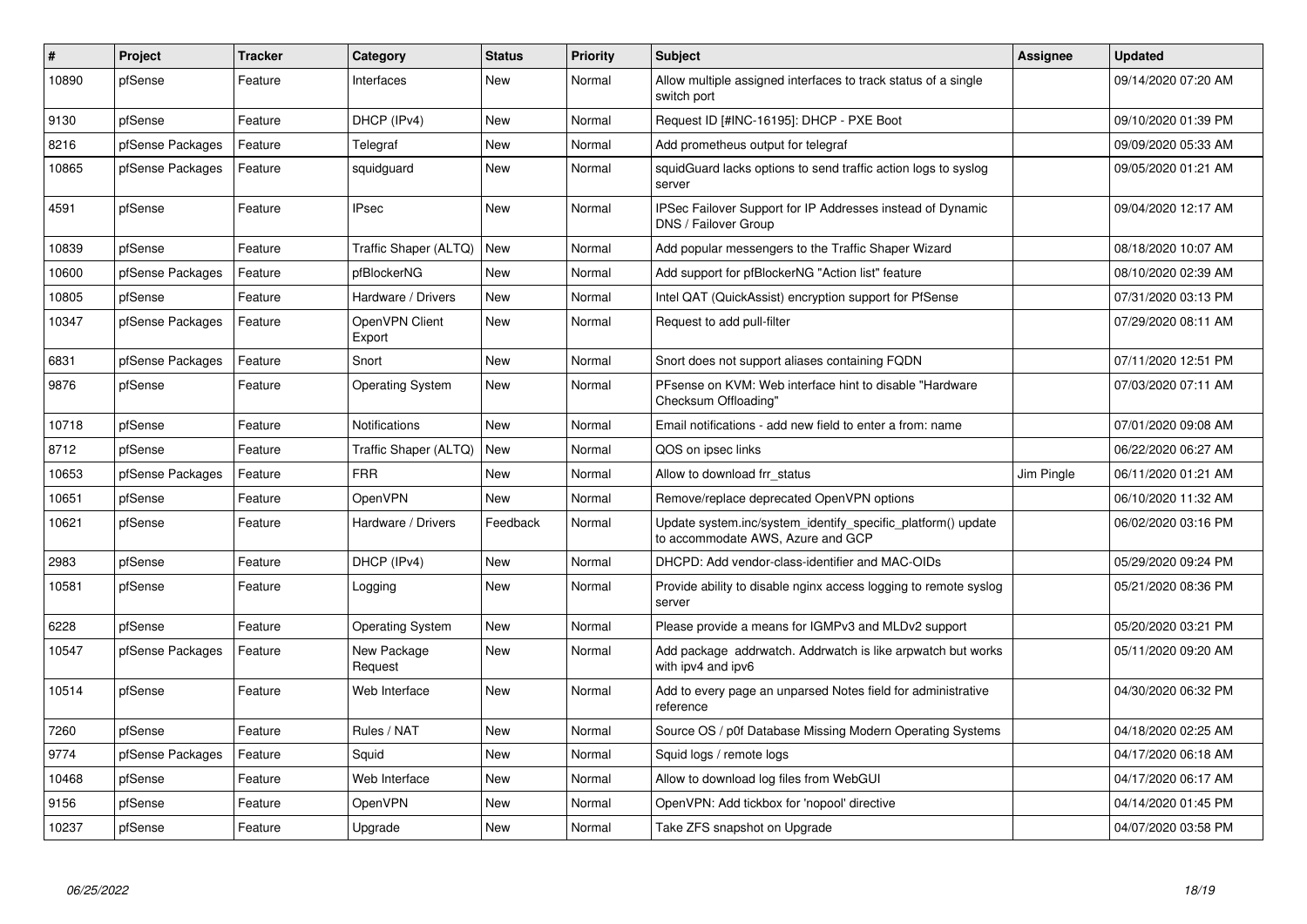| # | Project | Tracker | Category | Status | Priority | Subject | Assignee | Updated |
|---|---|---|---|---|---|---|---|---|
| 10890 | pfSense | Feature | Interfaces | New | Normal | Allow multiple assigned interfaces to track status of a single switch port | | 09/14/2020 07:20 AM |
| 9130 | pfSense | Feature | DHCP (IPv4) | New | Normal | Request ID [#INC-16195]: DHCP - PXE Boot | | 09/10/2020 01:39 PM |
| 8216 | pfSense Packages | Feature | Telegraf | New | Normal | Add prometheus output for telegraf | | 09/09/2020 05:33 AM |
| 10865 | pfSense Packages | Feature | squidguard | New | Normal | squidGuard lacks options to send traffic action logs to syslog server | | 09/05/2020 01:21 AM |
| 4591 | pfSense | Feature | IPsec | New | Normal | IPSec Failover Support for IP Addresses instead of Dynamic DNS / Failover Group | | 09/04/2020 12:17 AM |
| 10839 | pfSense | Feature | Traffic Shaper (ALTQ) | New | Normal | Add popular messengers to the Traffic Shaper Wizard | | 08/18/2020 10:07 AM |
| 10600 | pfSense Packages | Feature | pfBlockerNG | New | Normal | Add support for pfBlockerNG "Action list" feature | | 08/10/2020 02:39 AM |
| 10805 | pfSense | Feature | Hardware / Drivers | New | Normal | Intel QAT (QuickAssist) encryption support for PfSense | | 07/31/2020 03:13 PM |
| 10347 | pfSense Packages | Feature | OpenVPN Client Export | New | Normal | Request to add pull-filter | | 07/29/2020 08:11 AM |
| 6831 | pfSense Packages | Feature | Snort | New | Normal | Snort does not support aliases containing FQDN | | 07/11/2020 12:51 PM |
| 9876 | pfSense | Feature | Operating System | New | Normal | PFsense on KVM: Web interface hint to disable "Hardware Checksum Offloading" | | 07/03/2020 07:11 AM |
| 10718 | pfSense | Feature | Notifications | New | Normal | Email notifications - add new field to enter a from: name | | 07/01/2020 09:08 AM |
| 8712 | pfSense | Feature | Traffic Shaper (ALTQ) | New | Normal | QOS on ipsec links | | 06/22/2020 06:27 AM |
| 10653 | pfSense Packages | Feature | FRR | New | Normal | Allow to download frr_status | Jim Pingle | 06/11/2020 01:21 AM |
| 10651 | pfSense | Feature | OpenVPN | New | Normal | Remove/replace deprecated OpenVPN options | | 06/10/2020 11:32 AM |
| 10621 | pfSense | Feature | Hardware / Drivers | Feedback | Normal | Update system.inc/system_identify_specific_platform() update to accommodate AWS, Azure and GCP | | 06/02/2020 03:16 PM |
| 2983 | pfSense | Feature | DHCP (IPv4) | New | Normal | DHCPD: Add vendor-class-identifier and MAC-OIDs | | 05/29/2020 09:24 PM |
| 10581 | pfSense | Feature | Logging | New | Normal | Provide ability to disable nginx access logging to remote syslog server | | 05/21/2020 08:36 PM |
| 6228 | pfSense | Feature | Operating System | New | Normal | Please provide a means for IGMPv3 and MLDv2 support | | 05/20/2020 03:21 PM |
| 10547 | pfSense Packages | Feature | New Package Request | New | Normal | Add package addrwatch. Addrwatch is like arpwatch but works with ipv4 and ipv6 | | 05/11/2020 09:20 AM |
| 10514 | pfSense | Feature | Web Interface | New | Normal | Add to every page an unparsed Notes field for administrative reference | | 04/30/2020 06:32 PM |
| 7260 | pfSense | Feature | Rules / NAT | New | Normal | Source OS / p0f Database Missing Modern Operating Systems | | 04/18/2020 02:25 AM |
| 9774 | pfSense Packages | Feature | Squid | New | Normal | Squid logs / remote logs | | 04/17/2020 06:18 AM |
| 10468 | pfSense | Feature | Web Interface | New | Normal | Allow to download log files from WebGUI | | 04/17/2020 06:17 AM |
| 9156 | pfSense | Feature | OpenVPN | New | Normal | OpenVPN: Add tickbox for 'nopool' directive | | 04/14/2020 01:45 PM |
| 10237 | pfSense | Feature | Upgrade | New | Normal | Take ZFS snapshot on Upgrade | | 04/07/2020 03:58 PM |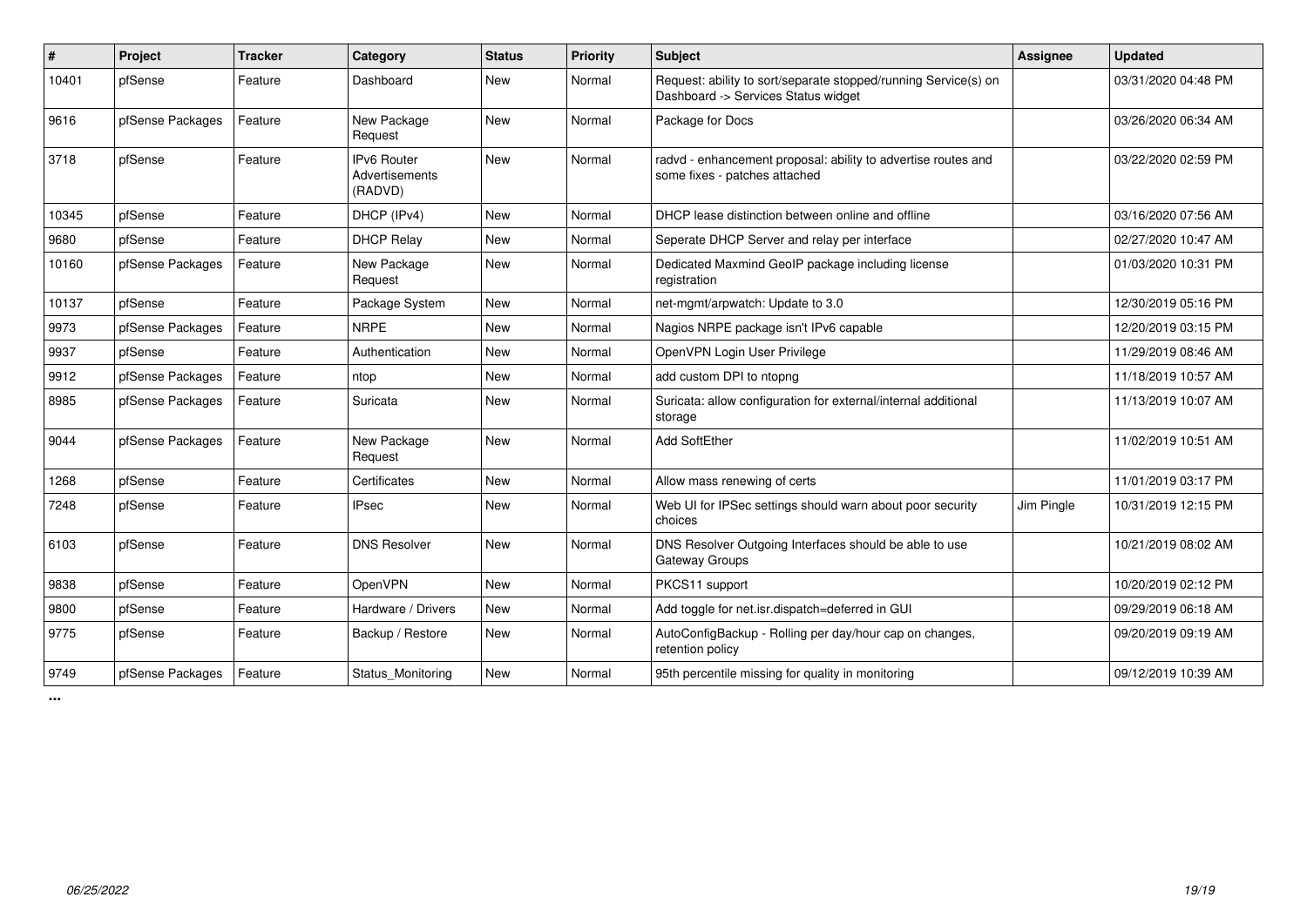| # | Project | Tracker | Category | Status | Priority | Subject | Assignee | Updated |
|---|---|---|---|---|---|---|---|---|
| 10401 | pfSense | Feature | Dashboard | New | Normal | Request: ability to sort/separate stopped/running Service(s) on Dashboard -> Services Status widget | | 03/31/2020 04:48 PM |
| 9616 | pfSense Packages | Feature | New Package Request | New | Normal | Package for Docs | | 03/26/2020 06:34 AM |
| 3718 | pfSense | Feature | IPv6 Router Advertisements (RADVD) | New | Normal | radvd - enhancement proposal: ability to advertise routes and some fixes - patches attached | | 03/22/2020 02:59 PM |
| 10345 | pfSense | Feature | DHCP (IPv4) | New | Normal | DHCP lease distinction between online and offline | | 03/16/2020 07:56 AM |
| 9680 | pfSense | Feature | DHCP Relay | New | Normal | Seperate DHCP Server and relay per interface | | 02/27/2020 10:47 AM |
| 10160 | pfSense Packages | Feature | New Package Request | New | Normal | Dedicated Maxmind GeoIP package including license registration | | 01/03/2020 10:31 PM |
| 10137 | pfSense | Feature | Package System | New | Normal | net-mgmt/arpwatch: Update to 3.0 | | 12/30/2019 05:16 PM |
| 9973 | pfSense Packages | Feature | NRPE | New | Normal | Nagios NRPE package isn't IPv6 capable | | 12/20/2019 03:15 PM |
| 9937 | pfSense | Feature | Authentication | New | Normal | OpenVPN Login User Privilege | | 11/29/2019 08:46 AM |
| 9912 | pfSense Packages | Feature | ntop | New | Normal | add custom DPI to ntopng | | 11/18/2019 10:57 AM |
| 8985 | pfSense Packages | Feature | Suricata | New | Normal | Suricata: allow configuration for external/internal additional storage | | 11/13/2019 10:07 AM |
| 9044 | pfSense Packages | Feature | New Package Request | New | Normal | Add SoftEther | | 11/02/2019 10:51 AM |
| 1268 | pfSense | Feature | Certificates | New | Normal | Allow mass renewing of certs | | 11/01/2019 03:17 PM |
| 7248 | pfSense | Feature | IPsec | New | Normal | Web UI for IPSec settings should warn about poor security choices | Jim Pingle | 10/31/2019 12:15 PM |
| 6103 | pfSense | Feature | DNS Resolver | New | Normal | DNS Resolver Outgoing Interfaces should be able to use Gateway Groups | | 10/21/2019 08:02 AM |
| 9838 | pfSense | Feature | OpenVPN | New | Normal | PKCS11 support | | 10/20/2019 02:12 PM |
| 9800 | pfSense | Feature | Hardware / Drivers | New | Normal | Add toggle for net.isr.dispatch=deferred in GUI | | 09/29/2019 06:18 AM |
| 9775 | pfSense | Feature | Backup / Restore | New | Normal | AutoConfigBackup - Rolling per day/hour cap on changes, retention policy | | 09/20/2019 09:19 AM |
| 9749 | pfSense Packages | Feature | Status_Monitoring | New | Normal | 95th percentile missing for quality in monitoring | | 09/12/2019 10:39 AM |

...